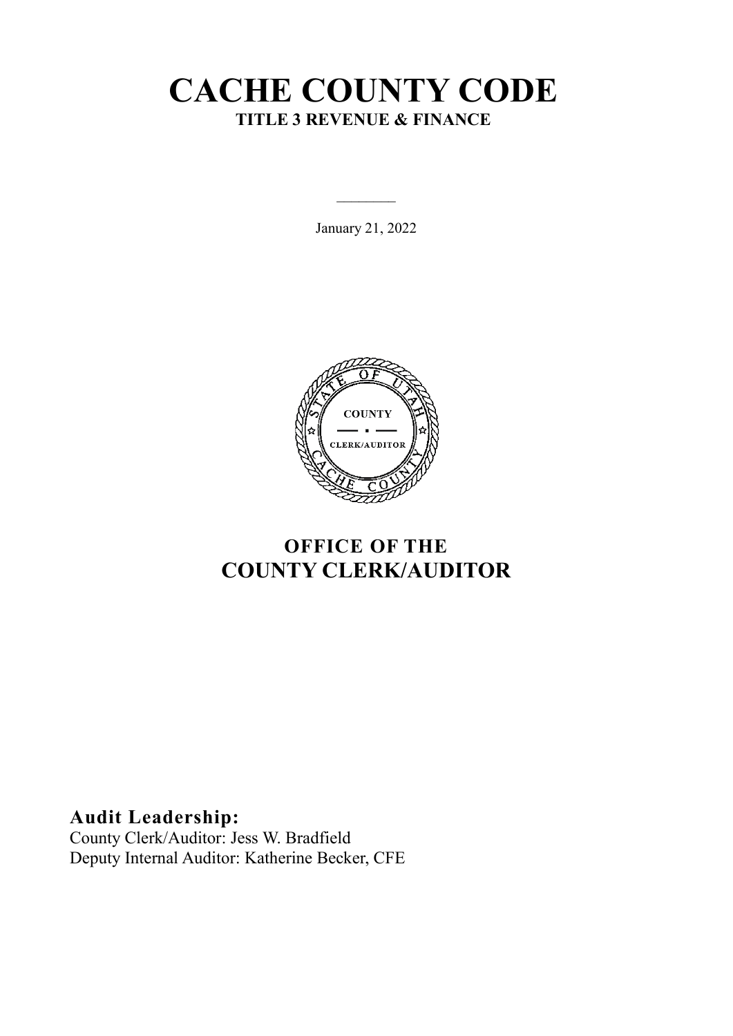# CACHE COUNTY CODE

**TITLE 3 REVENUE & FINANCE**

---

January 21, 2022

## OFFICE OF THE
## COUNTY CLERK/AUDITOR

**Audit Leadership:**

County Clerk/Auditor: Jess W. Bradfield

Deputy Internal Auditor: Katherine Becker, CFE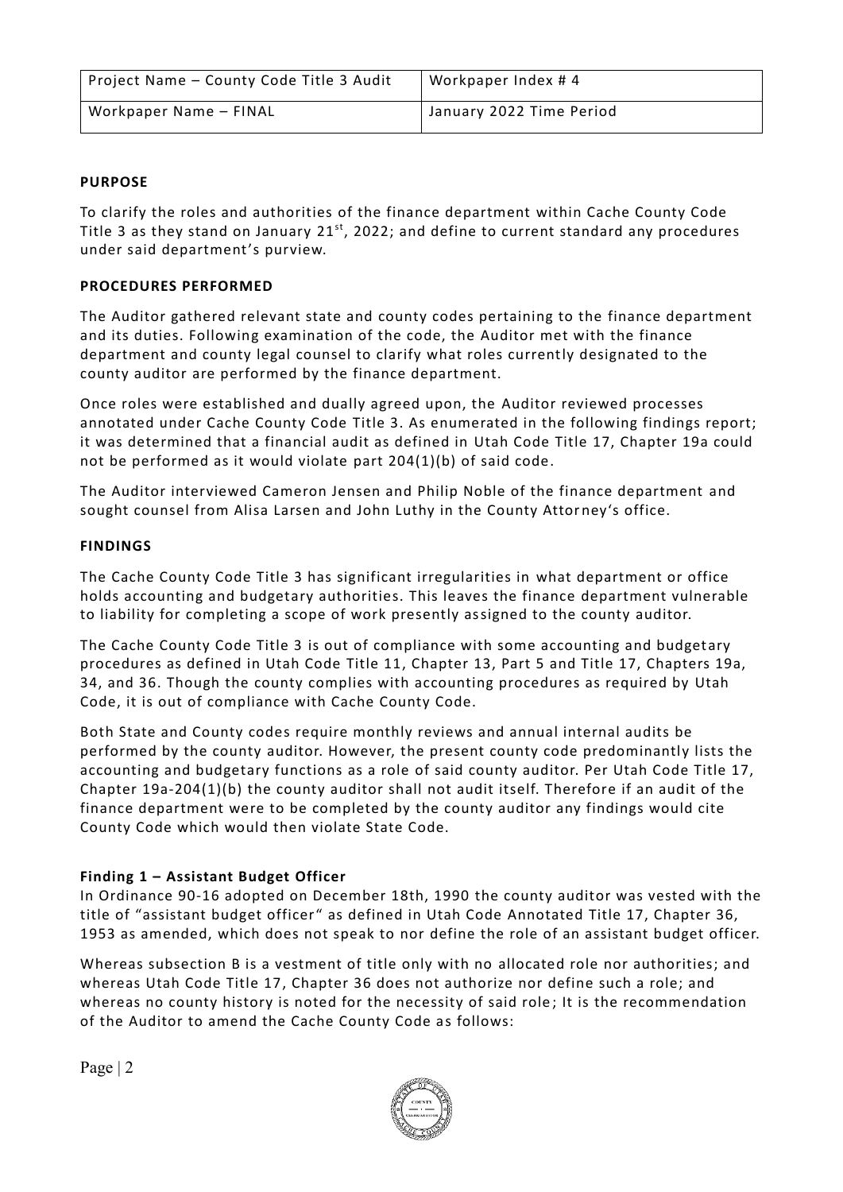| Project Name – County Code Title 3 Audit | Workpaper Index # 4 |
|---|---|
| Workpaper Name – FINAL | January 2022 Time Period |

**PURPOSE**

To clarify the roles and authorities of the finance department within Cache County Code Title 3 as they stand on January 21st, 2022; and define to current standard any procedures under said department's purview.

**PROCEDURES PERFORMED**

The Auditor gathered relevant state and county codes pertaining to the finance department and its duties. Following examination of the code, the Auditor met with the finance department and county legal counsel to clarify what roles currently designated to the county auditor are performed by the finance department.

Once roles were established and dually agreed upon, the Auditor reviewed processes annotated under Cache County Code Title 3. As enumerated in the following findings report; it was determined that a financial audit as defined in Utah Code Title 17, Chapter 19a could not be performed as it would violate part 204(1)(b) of said code.

The Auditor interviewed Cameron Jensen and Philip Noble of the finance department and sought counsel from Alisa Larsen and John Luthy in the County Attorney's office.

**FINDINGS**

The Cache County Code Title 3 has significant irregularities in what department or office holds accounting and budgetary authorities. This leaves the finance department vulnerable to liability for completing a scope of work presently assigned to the county auditor.

The Cache County Code Title 3 is out of compliance with some accounting and budgetary procedures as defined in Utah Code Title 11, Chapter 13, Part 5 and Title 17, Chapters 19a, 34, and 36. Though the county complies with accounting procedures as required by Utah Code, it is out of compliance with Cache County Code.

Both State and County codes require monthly reviews and annual internal audits be performed by the county auditor. However, the present county code predominantly lists the accounting and budgetary functions as a role of said county auditor. Per Utah Code Title 17, Chapter 19a-204(1)(b) the county auditor shall not audit itself. Therefore if an audit of the finance department were to be completed by the county auditor any findings would cite County Code which would then violate State Code.

**Finding 1 – Assistant Budget Officer**

In Ordinance 90-16 adopted on December 18th, 1990 the county auditor was vested with the title of "assistant budget officer" as defined in Utah Code Annotated Title 17, Chapter 36, 1953 as amended, which does not speak to nor define the role of an assistant budget officer.

Whereas subsection B is a vestment of title only with no allocated role nor authorities; and whereas Utah Code Title 17, Chapter 36 does not authorize nor define such a role; and whereas no county history is noted for the necessity of said role; It is the recommendation of the Auditor to amend the Cache County Code as follows: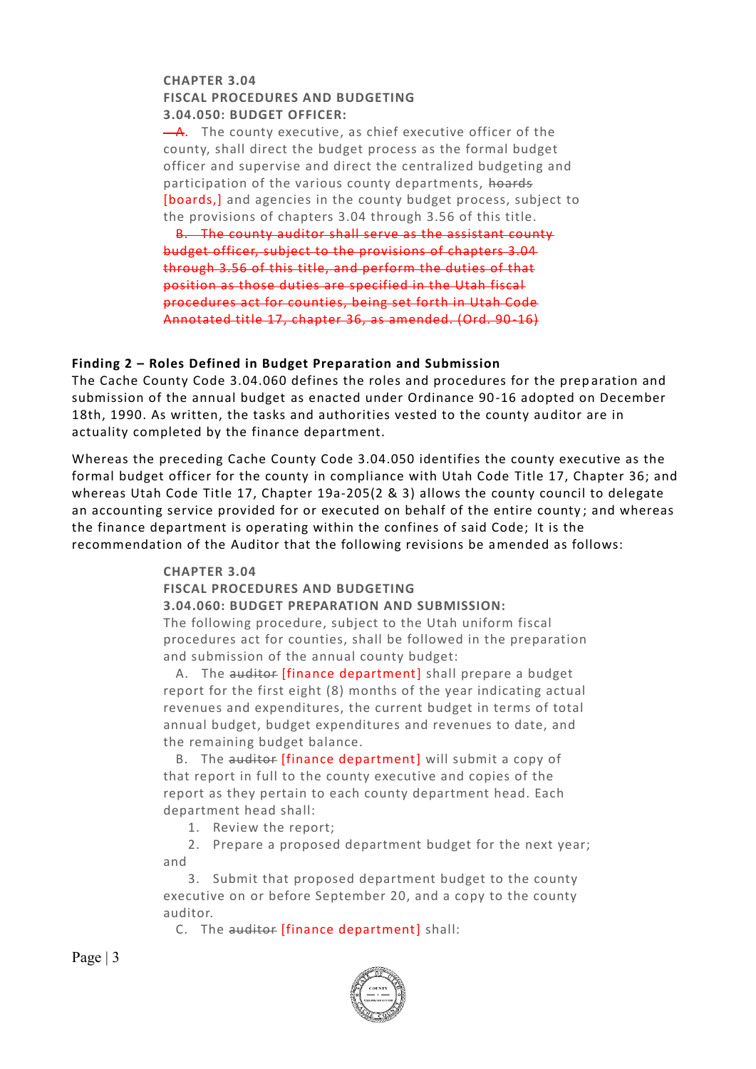**CHAPTER 3.04**
**FISCAL PROCEDURES AND BUDGETING**
**3.04.050: BUDGET OFFICER:**

~~A.~~ The county executive, as chief executive officer of the county, shall direct the budget process as the formal budget officer and supervise and direct the centralized budgeting and participation of the various county departments, ~~hoards~~ [boards,] and agencies in the county budget process, subject to the provisions of chapters 3.04 through 3.56 of this title.

~~B. The county auditor shall serve as the assistant county budget officer, subject to the provisions of chapters 3.04 through 3.56 of this title, and perform the duties of that position as those duties are specified in the Utah fiscal procedures act for counties, being set forth in Utah Code Annotated title 17, chapter 36, as amended. (Ord. 90-16)~~

**Finding 2 – Roles Defined in Budget Preparation and Submission**

The Cache County Code 3.04.060 defines the roles and procedures for the preparation and submission of the annual budget as enacted under Ordinance 90-16 adopted on December 18th, 1990. As written, the tasks and authorities vested to the county auditor are in actuality completed by the finance department.

Whereas the preceding Cache County Code 3.04.050 identifies the county executive as the formal budget officer for the county in compliance with Utah Code Title 17, Chapter 36; and whereas Utah Code Title 17, Chapter 19a-205(2 & 3) allows the county council to delegate an accounting service provided for or executed on behalf of the entire county; and whereas the finance department is operating within the confines of said Code; It is the recommendation of the Auditor that the following revisions be amended as follows:

**CHAPTER 3.04**
**FISCAL PROCEDURES AND BUDGETING**
**3.04.060: BUDGET PREPARATION AND SUBMISSION:**

The following procedure, subject to the Utah uniform fiscal procedures act for counties, shall be followed in the preparation and submission of the annual county budget:

A. The ~~auditor~~ [finance department] shall prepare a budget report for the first eight (8) months of the year indicating actual revenues and expenditures, the current budget in terms of total annual budget, budget expenditures and revenues to date, and the remaining budget balance.

B. The ~~auditor~~ [finance department] will submit a copy of that report in full to the county executive and copies of the report as they pertain to each county department head. Each department head shall:

1. Review the report;
2. Prepare a proposed department budget for the next year; and
3. Submit that proposed department budget to the county executive on or before September 20, and a copy to the county auditor.

C. The ~~auditor~~ [finance department] shall: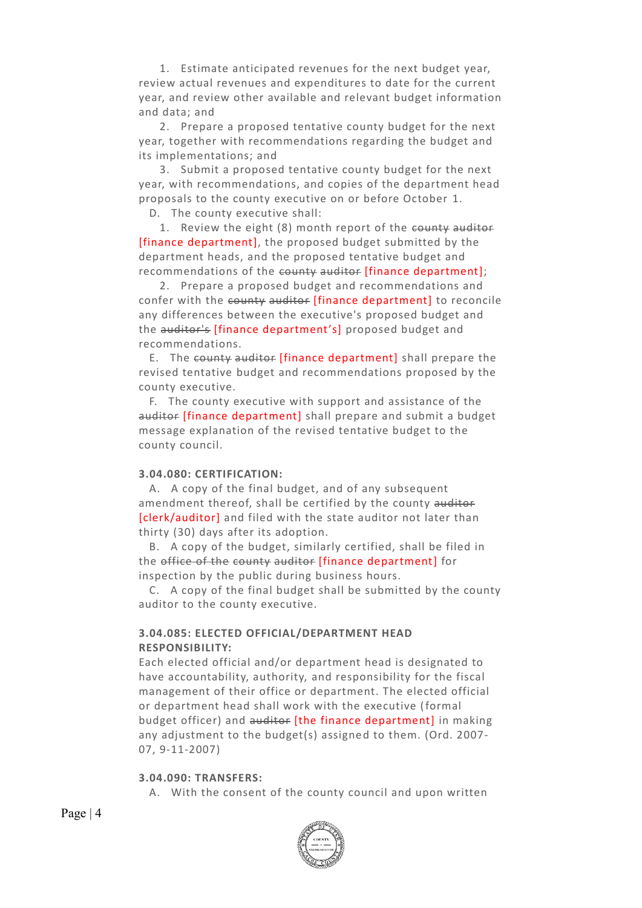1. Estimate anticipated revenues for the next budget year, review actual revenues and expenditures to date for the current year, and review other available and relevant budget information and data; and

2. Prepare a proposed tentative county budget for the next year, together with recommendations regarding the budget and its implementations; and

3. Submit a proposed tentative county budget for the next year, with recommendations, and copies of the department head proposals to the county executive on or before October 1.

D. The county executive shall:

1. Review the eight (8) month report of the ~~county auditor~~ [finance department], the proposed budget submitted by the department heads, and the proposed tentative budget and recommendations of the ~~county auditor~~ [finance department];

2. Prepare a proposed budget and recommendations and confer with the ~~county auditor~~ [finance department] to reconcile any differences between the executive's proposed budget and the ~~auditor's~~ [finance department's] proposed budget and recommendations.

E. The ~~county auditor~~ [finance department] shall prepare the revised tentative budget and recommendations proposed by the county executive.

F. The county executive with support and assistance of the ~~auditor~~ [finance department] shall prepare and submit a budget message explanation of the revised tentative budget to the county council.

**3.04.080: CERTIFICATION:**

A. A copy of the final budget, and of any subsequent amendment thereof, shall be certified by the county ~~auditor~~ [clerk/auditor] and filed with the state auditor not later than thirty (30) days after its adoption.

B. A copy of the budget, similarly certified, shall be filed in the ~~office of the county auditor~~ [finance department] for inspection by the public during business hours.

C. A copy of the final budget shall be submitted by the county auditor to the county executive.

**3.04.085: ELECTED OFFICIAL/DEPARTMENT HEAD RESPONSIBILITY:**

Each elected official and/or department head is designated to have accountability, authority, and responsibility for the fiscal management of their office or department. The elected official or department head shall work with the executive (formal budget officer) and ~~auditor~~ [the finance department] in making any adjustment to the budget(s) assigned to them. (Ord. 2007-07, 9-11-2007)

**3.04.090: TRANSFERS:**

A. With the consent of the county council and upon written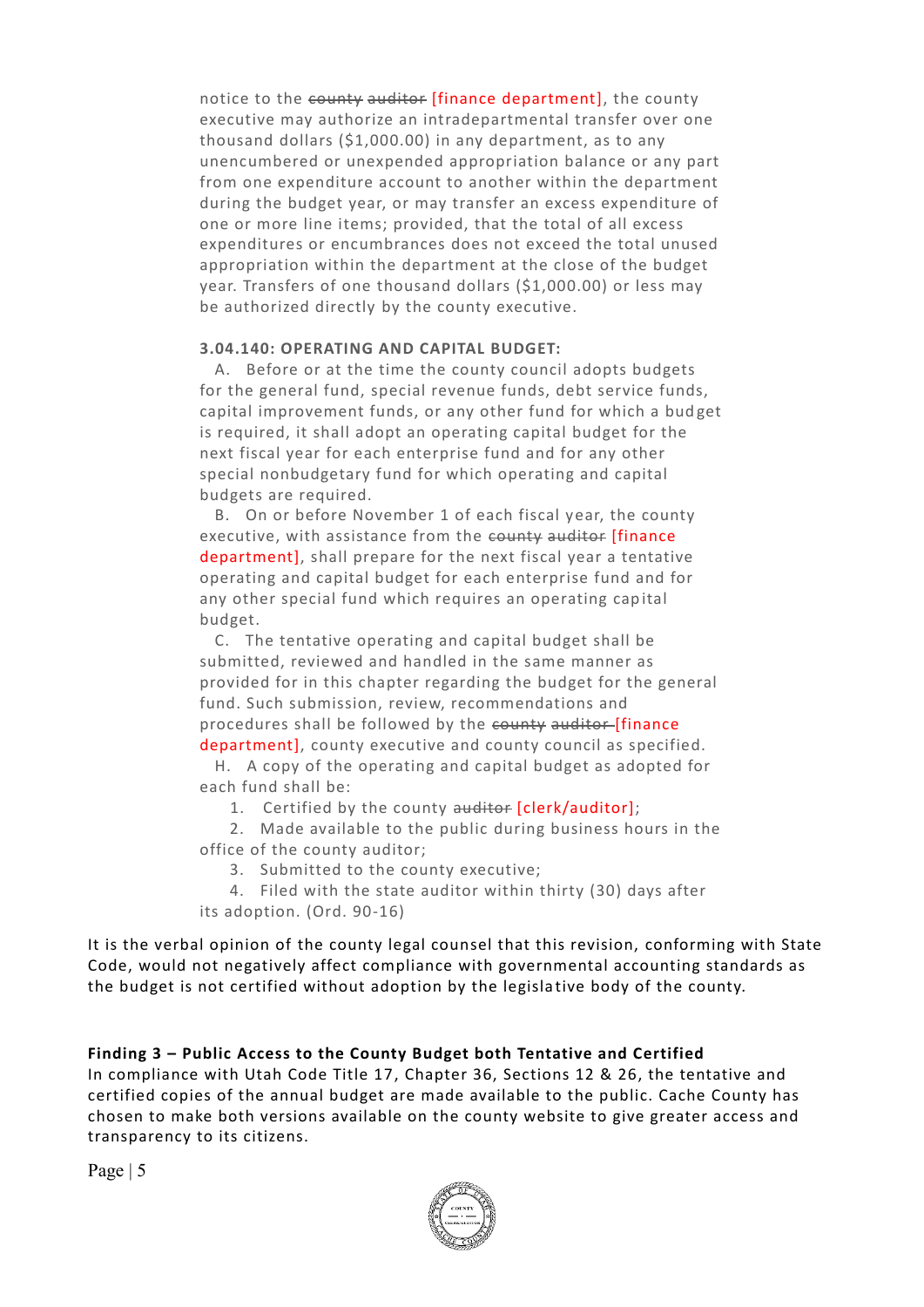notice to the ~~county auditor~~ [finance department], the county executive may authorize an intradepartmental transfer over one thousand dollars ($1,000.00) in any department, as to any unencumbered or unexpended appropriation balance or any part from one expenditure account to another within the department during the budget year, or may transfer an excess expenditure of one or more line items; provided, that the total of all excess expenditures or encumbrances does not exceed the total unused appropriation within the department at the close of the budget year. Transfers of one thousand dollars ($1,000.00) or less may be authorized directly by the county executive.

**3.04.140: OPERATING AND CAPITAL BUDGET:**

A. Before or at the time the county council adopts budgets for the general fund, special revenue funds, debt service funds, capital improvement funds, or any other fund for which a budget is required, it shall adopt an operating capital budget for the next fiscal year for each enterprise fund and for any other special nonbudgetary fund for which operating and capital budgets are required.

B. On or before November 1 of each fiscal year, the county executive, with assistance from the ~~county auditor~~ [finance department], shall prepare for the next fiscal year a tentative operating and capital budget for each enterprise fund and for any other special fund which requires an operating capital budget.

C. The tentative operating and capital budget shall be submitted, reviewed and handled in the same manner as provided for in this chapter regarding the budget for the general fund. Such submission, review, recommendations and procedures shall be followed by the ~~county auditor~~ [finance department], county executive and county council as specified.

H. A copy of the operating and capital budget as adopted for each fund shall be:

1. Certified by the county ~~auditor~~ [clerk/auditor];
2. Made available to the public during business hours in the office of the county auditor;
3. Submitted to the county executive;
4. Filed with the state auditor within thirty (30) days after its adoption. (Ord. 90-16)

It is the verbal opinion of the county legal counsel that this revision, conforming with State Code, would not negatively affect compliance with governmental accounting standards as the budget is not certified without adoption by the legislative body of the county.

**Finding 3 – Public Access to the County Budget both Tentative and Certified**

In compliance with Utah Code Title 17, Chapter 36, Sections 12 & 26, the tentative and certified copies of the annual budget are made available to the public. Cache County has chosen to make both versions available on the county website to give greater access and transparency to its citizens.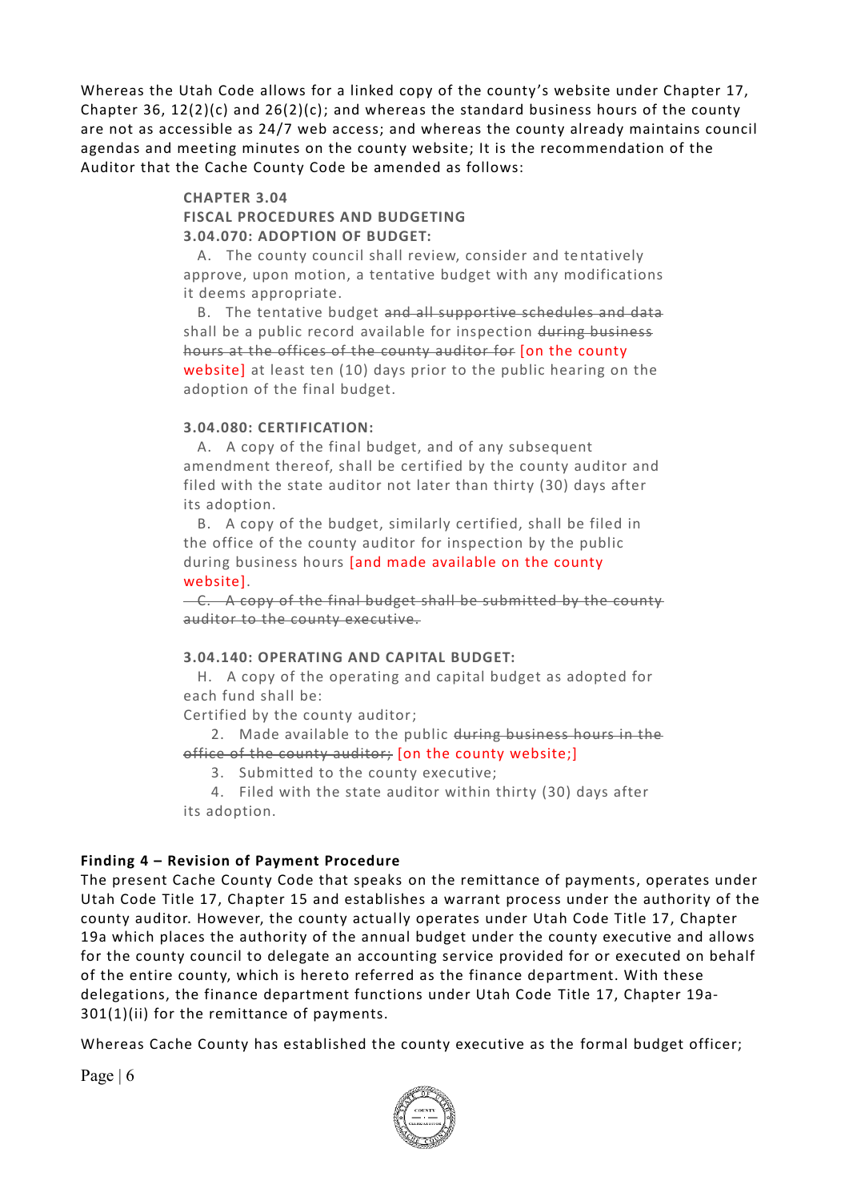Whereas the Utah Code allows for a linked copy of the county's website under Chapter 17, Chapter 36, 12(2)(c) and 26(2)(c); and whereas the standard business hours of the county are not as accessible as 24/7 web access; and whereas the county already maintains council agendas and meeting minutes on the county website; It is the recommendation of the Auditor that the Cache County Code be amended as follows:

**CHAPTER 3.04**
**FISCAL PROCEDURES AND BUDGETING**
**3.04.070: ADOPTION OF BUDGET:**

A. The county council shall review, consider and tentatively approve, upon motion, a tentative budget with any modifications it deems appropriate.

B. The tentative budget ~~and all supportive schedules and data~~ shall be a public record available for inspection ~~during business hours at the offices of the county auditor for~~ [on the county website] at least ten (10) days prior to the public hearing on the adoption of the final budget.

**3.04.080: CERTIFICATION:**

A. A copy of the final budget, and of any subsequent amendment thereof, shall be certified by the county auditor and filed with the state auditor not later than thirty (30) days after its adoption.

B. A copy of the budget, similarly certified, shall be filed in the office of the county auditor for inspection by the public during business hours [and made available on the county website].

~~C. A copy of the final budget shall be submitted by the county auditor to the county executive.~~

**3.04.140: OPERATING AND CAPITAL BUDGET:**

H. A copy of the operating and capital budget as adopted for each fund shall be:

Certified by the county auditor;

2. Made available to the public ~~during business hours in the office of the county auditor;~~ [on the county website;]

3. Submitted to the county executive;

4. Filed with the state auditor within thirty (30) days after its adoption.

**Finding 4 – Revision of Payment Procedure**

The present Cache County Code that speaks on the remittance of payments, operates under Utah Code Title 17, Chapter 15 and establishes a warrant process under the authority of the county auditor. However, the county actually operates under Utah Code Title 17, Chapter 19a which places the authority of the annual budget under the county executive and allows for the county council to delegate an accounting service provided for or executed on behalf of the entire county, which is hereto referred as the finance department. With these delegations, the finance department functions under Utah Code Title 17, Chapter 19a-301(1)(ii) for the remittance of payments.

Whereas Cache County has established the county executive as the formal budget officer;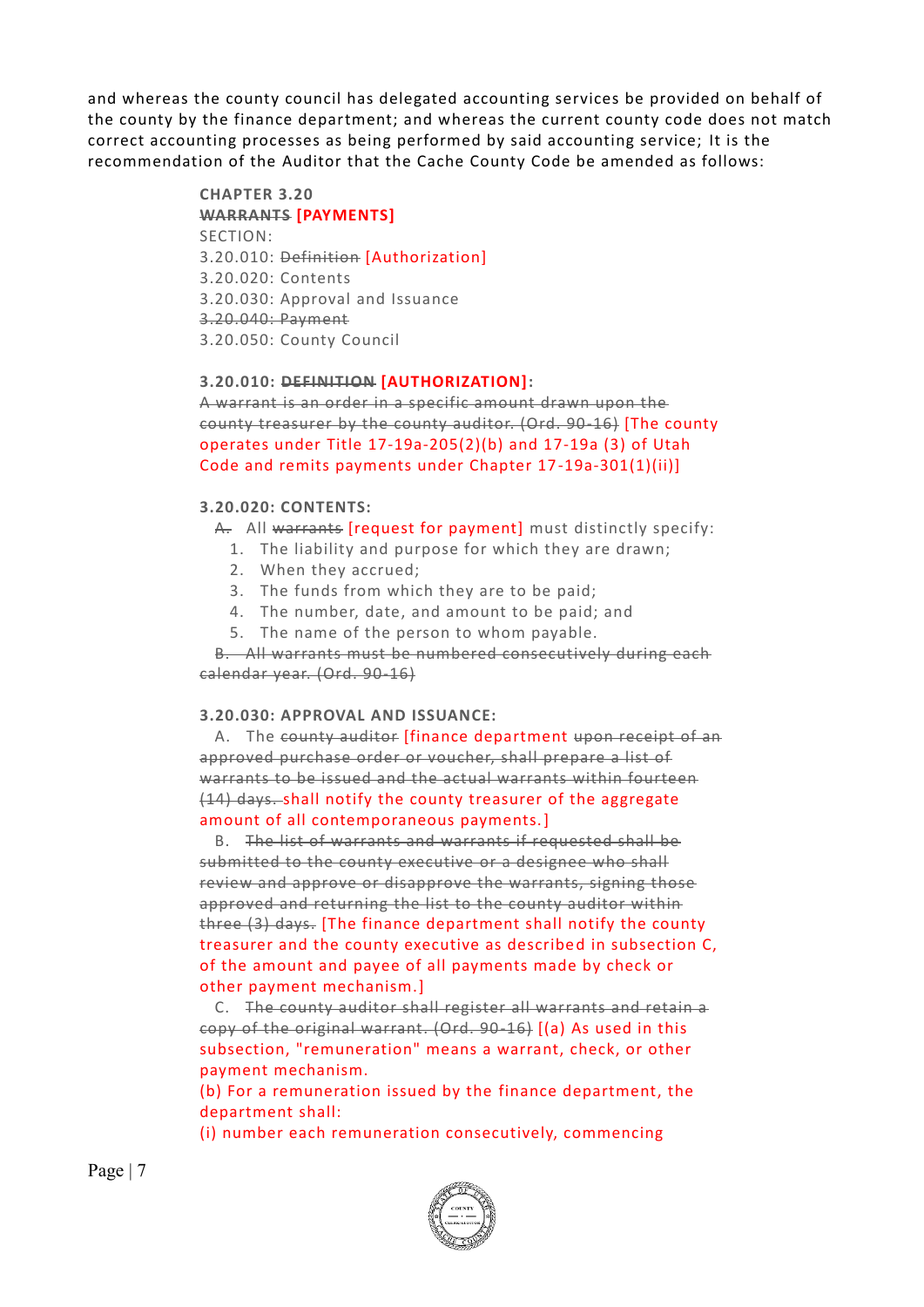and whereas the county council has delegated accounting services be provided on behalf of the county by the finance department; and whereas the current county code does not match correct accounting processes as being performed by said accounting service; It is the recommendation of the Auditor that the Cache County Code be amended as follows:

**CHAPTER 3.20**
**~~WARRANTS~~ [PAYMENTS]**
SECTION:
3.20.010: ~~Definition~~ [Authorization]
3.20.020: Contents
3.20.030: Approval and Issuance
~~3.20.040: Payment~~
3.20.050: County Council

**3.20.010: ~~DEFINITION~~ [AUTHORIZATION]:**
~~A warrant is an order in a specific amount drawn upon the county treasurer by the county auditor. (Ord. 90-16)~~ [The county operates under Title 17-19a-205(2)(b) and 17-19a (3) of Utah Code and remits payments under Chapter 17-19a-301(1)(ii)]

**3.20.020: CONTENTS:**
~~A.~~ All ~~warrants~~ [request for payment] must distinctly specify:
1. The liability and purpose for which they are drawn;
2. When they accrued;
3. The funds from which they are to be paid;
4. The number, date, and amount to be paid; and
5. The name of the person to whom payable.

~~B. All warrants must be numbered consecutively during each calendar year. (Ord. 90-16)~~

**3.20.030: APPROVAL AND ISSUANCE:**
A. The ~~county auditor~~ [finance department ~~upon receipt of an approved purchase order or voucher, shall prepare a list of warrants to be issued and the actual warrants within fourteen (14) days.~~ shall notify the county treasurer of the aggregate amount of all contemporaneous payments.]

B. ~~The list of warrants and warrants if requested shall be submitted to the county executive or a designee who shall review and approve or disapprove the warrants, signing those approved and returning the list to the county auditor within three (3) days.~~ [The finance department shall notify the county treasurer and the county executive as described in subsection C, of the amount and payee of all payments made by check or other payment mechanism.]

C. ~~The county auditor shall register all warrants and retain a copy of the original warrant. (Ord. 90-16)~~ [(a) As used in this subsection, "remuneration" means a warrant, check, or other payment mechanism.
(b) For a remuneration issued by the finance department, the department shall:
(i) number each remuneration consecutively, commencing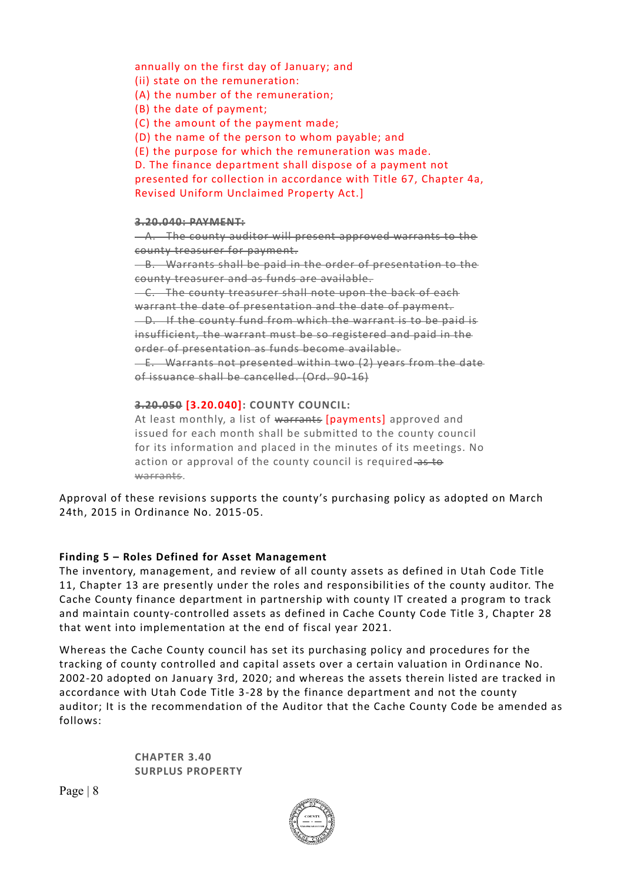annually on the first day of January; and
(ii) state on the remuneration:
(A) the number of the remuneration;
(B) the date of payment;
(C) the amount of the payment made;
(D) the name of the person to whom payable; and
(E) the purpose for which the remuneration was made.
D. The finance department shall dispose of a payment not presented for collection in accordance with Title 67, Chapter 4a, Revised Uniform Unclaimed Property Act.]

~~**3.20.040: PAYMENT:**~~
~~A. The county auditor will present approved warrants to the county treasurer for payment.~~
~~B. Warrants shall be paid in the order of presentation to the county treasurer and as funds are available.~~
~~C. The county treasurer shall note upon the back of each warrant the date of presentation and the date of payment.~~
~~D. If the county fund from which the warrant is to be paid is insufficient, the warrant must be so registered and paid in the order of presentation as funds become available.~~
~~E. Warrants not presented within two (2) years from the date of issuance shall be cancelled. (Ord. 90-16)~~

**~~3.20.050~~ [3.20.040]: COUNTY COUNCIL:**
At least monthly, a list of ~~warrants~~ [payments] approved and issued for each month shall be submitted to the county council for its information and placed in the minutes of its meetings. No action or approval of the county council is required ~~as to warrants~~.

Approval of these revisions supports the county's purchasing policy as adopted on March 24th, 2015 in Ordinance No. 2015-05.

**Finding 5 – Roles Defined for Asset Management**
The inventory, management, and review of all county assets as defined in Utah Code Title 11, Chapter 13 are presently under the roles and responsibilities of the county auditor. The Cache County finance department in partnership with county IT created a program to track and maintain county-controlled assets as defined in Cache County Code Title 3, Chapter 28 that went into implementation at the end of fiscal year 2021.

Whereas the Cache County council has set its purchasing policy and procedures for the tracking of county controlled and capital assets over a certain valuation in Ordinance No. 2002-20 adopted on January 3rd, 2020; and whereas the assets therein listed are tracked in accordance with Utah Code Title 3-28 by the finance department and not the county auditor; It is the recommendation of the Auditor that the Cache County Code be amended as follows:

**CHAPTER 3.40**
**SURPLUS PROPERTY**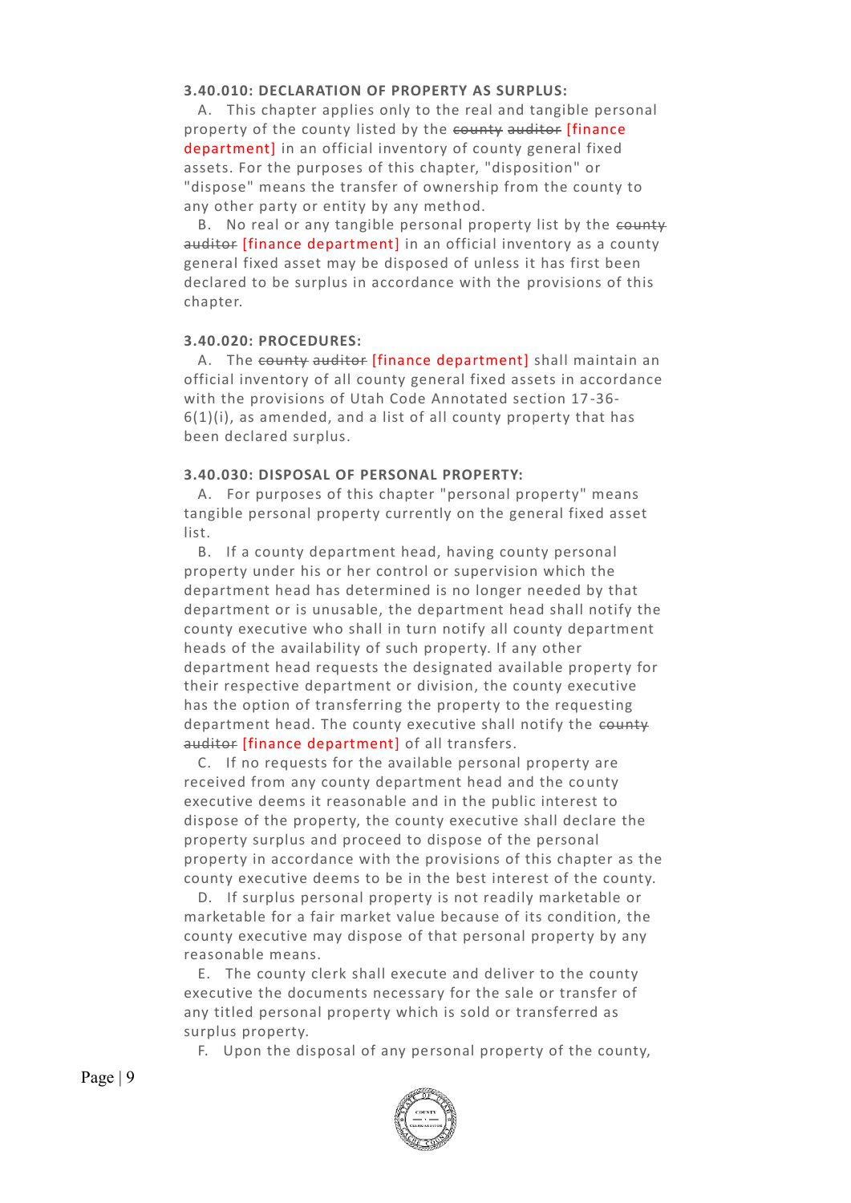**3.40.010: DECLARATION OF PROPERTY AS SURPLUS:**

A. This chapter applies only to the real and tangible personal property of the county listed by the ~~county auditor~~ [finance department] in an official inventory of county general fixed assets. For the purposes of this chapter, "disposition" or "dispose" means the transfer of ownership from the county to any other party or entity by any method.

B. No real or any tangible personal property list by the ~~county auditor~~ [finance department] in an official inventory as a county general fixed asset may be disposed of unless it has first been declared to be surplus in accordance with the provisions of this chapter.

**3.40.020: PROCEDURES:**

A. The ~~county auditor~~ [finance department] shall maintain an official inventory of all county general fixed assets in accordance with the provisions of Utah Code Annotated section 17-36-6(1)(i), as amended, and a list of all county property that has been declared surplus.

**3.40.030: DISPOSAL OF PERSONAL PROPERTY:**

A. For purposes of this chapter "personal property" means tangible personal property currently on the general fixed asset list.

B. If a county department head, having county personal property under his or her control or supervision which the department head has determined is no longer needed by that department or is unusable, the department head shall notify the county executive who shall in turn notify all county department heads of the availability of such property. If any other department head requests the designated available property for their respective department or division, the county executive has the option of transferring the property to the requesting department head. The county executive shall notify the ~~county auditor~~ [finance department] of all transfers.

C. If no requests for the available personal property are received from any county department head and the county executive deems it reasonable and in the public interest to dispose of the property, the county executive shall declare the property surplus and proceed to dispose of the personal property in accordance with the provisions of this chapter as the county executive deems to be in the best interest of the county.

D. If surplus personal property is not readily marketable or marketable for a fair market value because of its condition, the county executive may dispose of that personal property by any reasonable means.

E. The county clerk shall execute and deliver to the county executive the documents necessary for the sale or transfer of any titled personal property which is sold or transferred as surplus property.

F. Upon the disposal of any personal property of the county,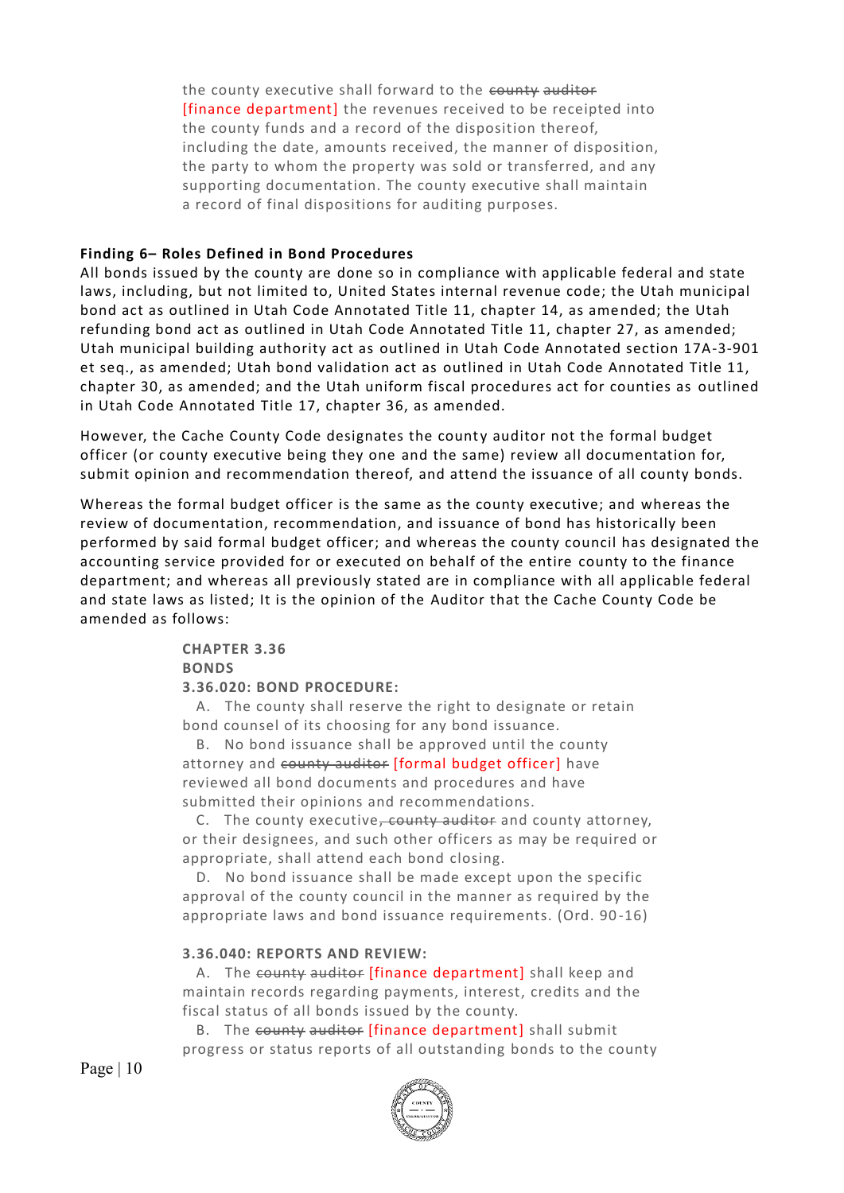the county executive shall forward to the ~~county auditor~~ [finance department] the revenues received to be receipted into the county funds and a record of the disposition thereof, including the date, amounts received, the manner of disposition, the party to whom the property was sold or transferred, and any supporting documentation. The county executive shall maintain a record of final dispositions for auditing purposes.

**Finding 6– Roles Defined in Bond Procedures**

All bonds issued by the county are done so in compliance with applicable federal and state laws, including, but not limited to, United States internal revenue code; the Utah municipal bond act as outlined in Utah Code Annotated Title 11, chapter 14, as amended; the Utah refunding bond act as outlined in Utah Code Annotated Title 11, chapter 27, as amended; Utah municipal building authority act as outlined in Utah Code Annotated section 17A-3-901 et seq., as amended; Utah bond validation act as outlined in Utah Code Annotated Title 11, chapter 30, as amended; and the Utah uniform fiscal procedures act for counties as outlined in Utah Code Annotated Title 17, chapter 36, as amended.

However, the Cache County Code designates the county auditor not the formal budget officer (or county executive being they one and the same) review all documentation for, submit opinion and recommendation thereof, and attend the issuance of all county bonds.

Whereas the formal budget officer is the same as the county executive; and whereas the review of documentation, recommendation, and issuance of bond has historically been performed by said formal budget officer; and whereas the county council has designated the accounting service provided for or executed on behalf of the entire county to the finance department; and whereas all previously stated are in compliance with all applicable federal and state laws as listed; It is the opinion of the Auditor that the Cache County Code be amended as follows:

**CHAPTER 3.36**
**BONDS**
**3.36.020: BOND PROCEDURE:**

A. The county shall reserve the right to designate or retain bond counsel of its choosing for any bond issuance.

B. No bond issuance shall be approved until the county attorney and ~~county auditor~~ [formal budget officer] have reviewed all bond documents and procedures and have submitted their opinions and recommendations.

C. The county executive~~, county auditor~~ and county attorney, or their designees, and such other officers as may be required or appropriate, shall attend each bond closing.

D. No bond issuance shall be made except upon the specific approval of the county council in the manner as required by the appropriate laws and bond issuance requirements. (Ord. 90-16)

**3.36.040: REPORTS AND REVIEW:**

A. The ~~county auditor~~ [finance department] shall keep and maintain records regarding payments, interest, credits and the fiscal status of all bonds issued by the county.

B. The ~~county auditor~~ [finance department] shall submit progress or status reports of all outstanding bonds to the county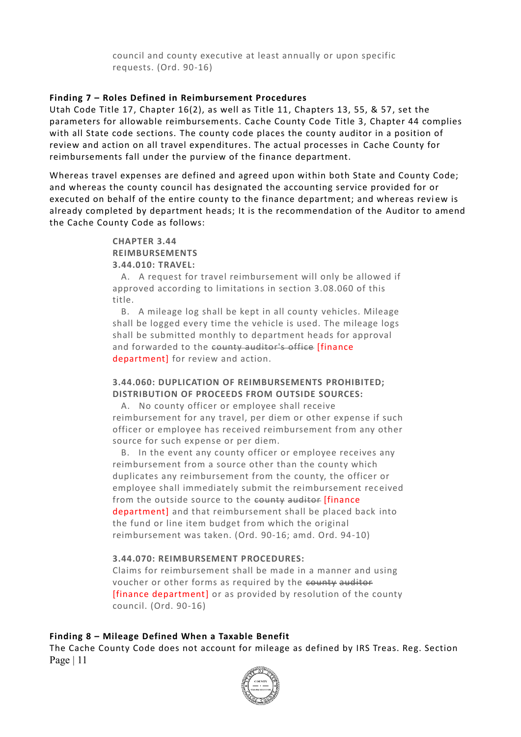council and county executive at least annually or upon specific requests. (Ord. 90-16)

**Finding 7 – Roles Defined in Reimbursement Procedures**

Utah Code Title 17, Chapter 16(2), as well as Title 11, Chapters 13, 55, & 57, set the parameters for allowable reimbursements. Cache County Code Title 3, Chapter 44 complies with all State code sections. The county code places the county auditor in a position of review and action on all travel expenditures. The actual processes in Cache County for reimbursements fall under the purview of the finance department.

Whereas travel expenses are defined and agreed upon within both State and County Code; and whereas the county council has designated the accounting service provided for or executed on behalf of the entire county to the finance department; and whereas review is already completed by department heads; It is the recommendation of the Auditor to amend the Cache County Code as follows:

> **CHAPTER 3.44**
> **REIMBURSEMENTS**
> **3.44.010: TRAVEL:**
>
> A. A request for travel reimbursement will only be allowed if approved according to limitations in section 3.08.060 of this title.
>
> B. A mileage log shall be kept in all county vehicles. Mileage shall be logged every time the vehicle is used. The mileage logs shall be submitted monthly to department heads for approval and forwarded to the ~~county auditor's office~~ [finance department] for review and action.
>
> **3.44.060: DUPLICATION OF REIMBURSEMENTS PROHIBITED; DISTRIBUTION OF PROCEEDS FROM OUTSIDE SOURCES:**
>
> A. No county officer or employee shall receive reimbursement for any travel, per diem or other expense if such officer or employee has received reimbursement from any other source for such expense or per diem.
>
> B. In the event any county officer or employee receives any reimbursement from a source other than the county which duplicates any reimbursement from the county, the officer or employee shall immediately submit the reimbursement received from the outside source to the ~~county auditor~~ [finance department] and that reimbursement shall be placed back into the fund or line item budget from which the original reimbursement was taken. (Ord. 90-16; amd. Ord. 94-10)
>
> **3.44.070: REIMBURSEMENT PROCEDURES:**
>
> Claims for reimbursement shall be made in a manner and using voucher or other forms as required by the ~~county auditor~~ [finance department] or as provided by resolution of the county council. (Ord. 90-16)

**Finding 8 – Mileage Defined When a Taxable Benefit**

The Cache County Code does not account for mileage as defined by IRS Treas. Reg. Section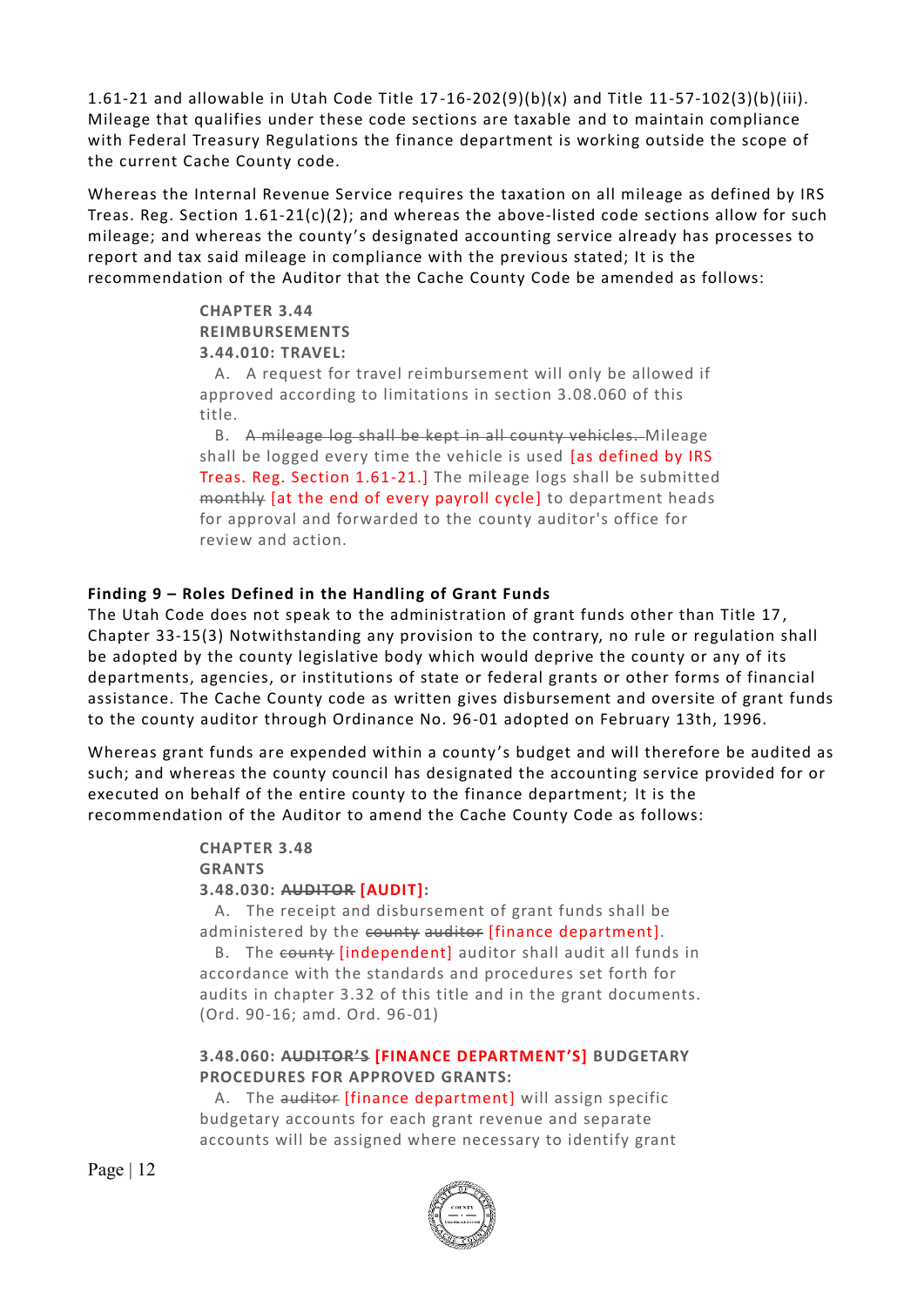1.61-21 and allowable in Utah Code Title 17-16-202(9)(b)(x) and Title 11-57-102(3)(b)(iii). Mileage that qualifies under these code sections are taxable and to maintain compliance with Federal Treasury Regulations the finance department is working outside the scope of the current Cache County code.

Whereas the Internal Revenue Service requires the taxation on all mileage as defined by IRS Treas. Reg. Section 1.61-21(c)(2); and whereas the above-listed code sections allow for such mileage; and whereas the county's designated accounting service already has processes to report and tax said mileage in compliance with the previous stated; It is the recommendation of the Auditor that the Cache County Code be amended as follows:

> **CHAPTER 3.44**
> **REIMBURSEMENTS**
> **3.44.010: TRAVEL:**
>
> A. A request for travel reimbursement will only be allowed if approved according to limitations in section 3.08.060 of this title.
>
> B. ~~A mileage log shall be kept in all county vehicles.~~ Mileage shall be logged every time the vehicle is used [as defined by IRS Treas. Reg. Section 1.61-21.] The mileage logs shall be submitted ~~monthly~~ [at the end of every payroll cycle] to department heads for approval and forwarded to the county auditor's office for review and action.

**Finding 9 – Roles Defined in the Handling of Grant Funds**

The Utah Code does not speak to the administration of grant funds other than Title 17, Chapter 33-15(3) Notwithstanding any provision to the contrary, no rule or regulation shall be adopted by the county legislative body which would deprive the county or any of its departments, agencies, or institutions of state or federal grants or other forms of financial assistance. The Cache County code as written gives disbursement and oversite of grant funds to the county auditor through Ordinance No. 96-01 adopted on February 13th, 1996.

Whereas grant funds are expended within a county's budget and will therefore be audited as such; and whereas the county council has designated the accounting service provided for or executed on behalf of the entire county to the finance department; It is the recommendation of the Auditor to amend the Cache County Code as follows:

> **CHAPTER 3.48**
> **GRANTS**
> **3.48.030: ~~AUDITOR~~ [AUDIT]:**
>
> A. The receipt and disbursement of grant funds shall be administered by the ~~county auditor~~ [finance department].
>
> B. The ~~county~~ [independent] auditor shall audit all funds in accordance with the standards and procedures set forth for audits in chapter 3.32 of this title and in the grant documents. (Ord. 90-16; amd. Ord. 96-01)
>
> **3.48.060: ~~AUDITOR'S~~ [FINANCE DEPARTMENT'S] BUDGETARY PROCEDURES FOR APPROVED GRANTS:**
>
> A. The ~~auditor~~ [finance department] will assign specific budgetary accounts for each grant revenue and separate accounts will be assigned where necessary to identify grant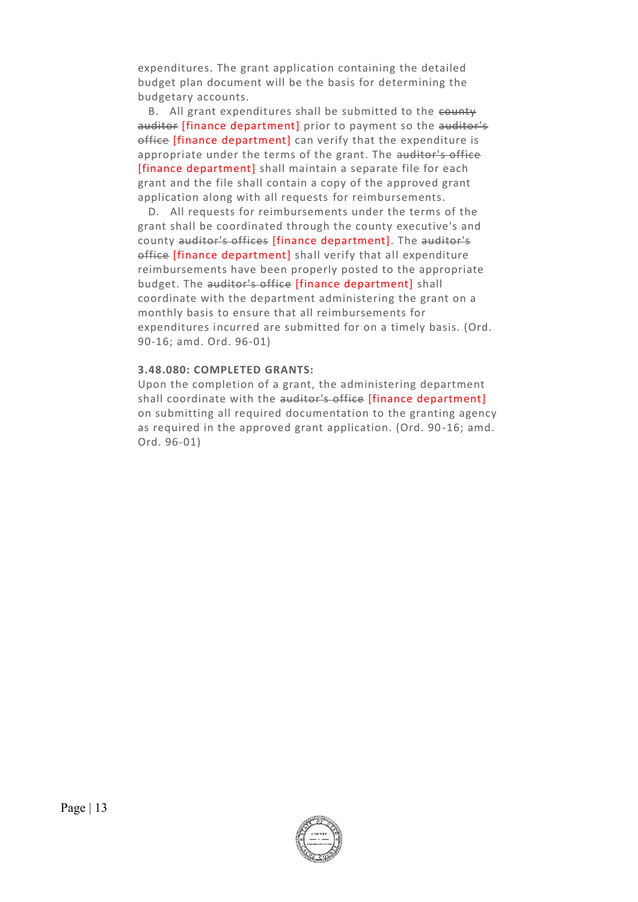expenditures. The grant application containing the detailed budget plan document will be the basis for determining the budgetary accounts.

B. All grant expenditures shall be submitted to the ~~county auditor~~ [finance department] prior to payment so the ~~auditor's office~~ [finance department] can verify that the expenditure is appropriate under the terms of the grant. The ~~auditor's office~~ [finance department] shall maintain a separate file for each grant and the file shall contain a copy of the approved grant application along with all requests for reimbursements.

D. All requests for reimbursements under the terms of the grant shall be coordinated through the county executive's and county ~~auditor's offices~~ [finance department]. The ~~auditor's office~~ [finance department] shall verify that all expenditure reimbursements have been properly posted to the appropriate budget. The ~~auditor's office~~ [finance department] shall coordinate with the department administering the grant on a monthly basis to ensure that all reimbursements for expenditures incurred are submitted for on a timely basis. (Ord. 90-16; amd. Ord. 96-01)

**3.48.080: COMPLETED GRANTS:**

Upon the completion of a grant, the administering department shall coordinate with the ~~auditor's office~~ [finance department] on submitting all required documentation to the granting agency as required in the approved grant application. (Ord. 90-16; amd. Ord. 96-01)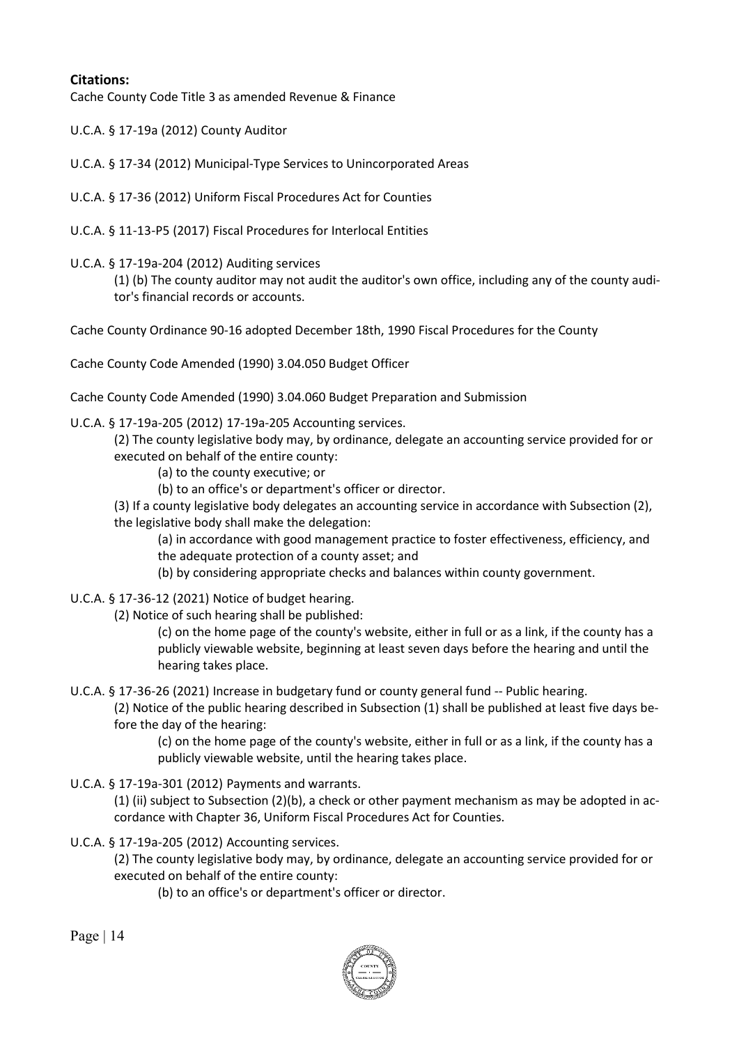**Citations:**

Cache County Code Title 3 as amended Revenue & Finance

U.C.A. § 17-19a (2012) County Auditor

U.C.A. § 17-34 (2012) Municipal-Type Services to Unincorporated Areas

U.C.A. § 17-36 (2012) Uniform Fiscal Procedures Act for Counties

U.C.A. § 11-13-P5 (2017) Fiscal Procedures for Interlocal Entities

U.C.A. § 17-19a-204 (2012) Auditing services

> (1) (b) The county auditor may not audit the auditor's own office, including any of the county auditor's financial records or accounts.

Cache County Ordinance 90-16 adopted December 18th, 1990 Fiscal Procedures for the County

Cache County Code Amended (1990) 3.04.050 Budget Officer

Cache County Code Amended (1990) 3.04.060 Budget Preparation and Submission

U.C.A. § 17-19a-205 (2012) 17-19a-205 Accounting services.

> (2) The county legislative body may, by ordinance, delegate an accounting service provided for or executed on behalf of the entire county:
>
> > (a) to the county executive; or
> >
> > (b) to an office's or department's officer or director.
>
> (3) If a county legislative body delegates an accounting service in accordance with Subsection (2), the legislative body shall make the delegation:
>
> > (a) in accordance with good management practice to foster effectiveness, efficiency, and the adequate protection of a county asset; and
> >
> > (b) by considering appropriate checks and balances within county government.

U.C.A. § 17-36-12 (2021) Notice of budget hearing.

> (2) Notice of such hearing shall be published:
>
> > (c) on the home page of the county's website, either in full or as a link, if the county has a publicly viewable website, beginning at least seven days before the hearing and until the hearing takes place.

U.C.A. § 17-36-26 (2021) Increase in budgetary fund or county general fund -- Public hearing.

> (2) Notice of the public hearing described in Subsection (1) shall be published at least five days before the day of the hearing:
>
> > (c) on the home page of the county's website, either in full or as a link, if the county has a publicly viewable website, until the hearing takes place.

U.C.A. § 17-19a-301 (2012) Payments and warrants.

> (1) (ii) subject to Subsection (2)(b), a check or other payment mechanism as may be adopted in accordance with Chapter 36, Uniform Fiscal Procedures Act for Counties.

U.C.A. § 17-19a-205 (2012) Accounting services.

> (2) The county legislative body may, by ordinance, delegate an accounting service provided for or executed on behalf of the entire county:
>
> > (b) to an office's or department's officer or director.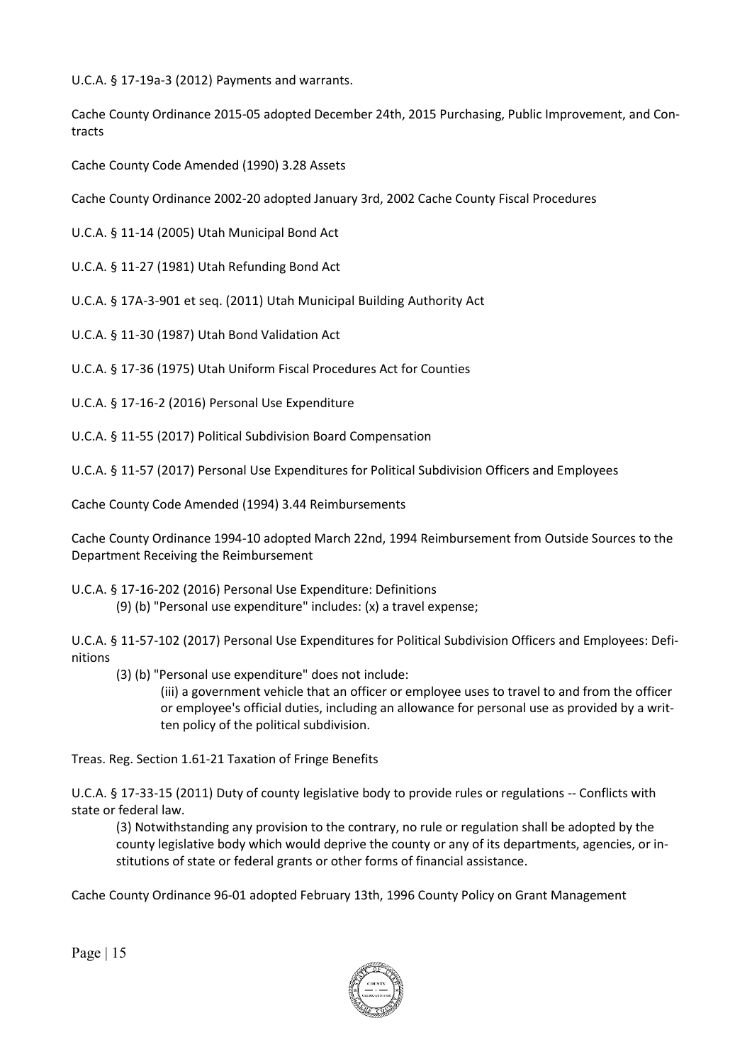U.C.A. § 17-19a-3 (2012) Payments and warrants.

Cache County Ordinance 2015-05 adopted December 24th, 2015 Purchasing, Public Improvement, and Contracts

Cache County Code Amended (1990) 3.28 Assets

Cache County Ordinance 2002-20 adopted January 3rd, 2002 Cache County Fiscal Procedures

U.C.A. § 11-14 (2005) Utah Municipal Bond Act

U.C.A. § 11-27 (1981) Utah Refunding Bond Act

U.C.A. § 17A-3-901 et seq. (2011) Utah Municipal Building Authority Act

U.C.A. § 11-30 (1987) Utah Bond Validation Act

U.C.A. § 17-36 (1975) Utah Uniform Fiscal Procedures Act for Counties

U.C.A. § 17-16-2 (2016) Personal Use Expenditure

U.C.A. § 11-55 (2017) Political Subdivision Board Compensation

U.C.A. § 11-57 (2017) Personal Use Expenditures for Political Subdivision Officers and Employees

Cache County Code Amended (1994) 3.44 Reimbursements

Cache County Ordinance 1994-10 adopted March 22nd, 1994 Reimbursement from Outside Sources to the Department Receiving the Reimbursement

U.C.A. § 17-16-202 (2016) Personal Use Expenditure: Definitions

> (9) (b) "Personal use expenditure" includes: (x) a travel expense;

U.C.A. § 11-57-102 (2017) Personal Use Expenditures for Political Subdivision Officers and Employees: Definitions

> (3) (b) "Personal use expenditure" does not include:
>
> > (iii) a government vehicle that an officer or employee uses to travel to and from the officer or employee's official duties, including an allowance for personal use as provided by a written policy of the political subdivision.

Treas. Reg. Section 1.61-21 Taxation of Fringe Benefits

U.C.A. § 17-33-15 (2011) Duty of county legislative body to provide rules or regulations -- Conflicts with state or federal law.

> (3) Notwithstanding any provision to the contrary, no rule or regulation shall be adopted by the county legislative body which would deprive the county or any of its departments, agencies, or institutions of state or federal grants or other forms of financial assistance.

Cache County Ordinance 96-01 adopted February 13th, 1996 County Policy on Grant Management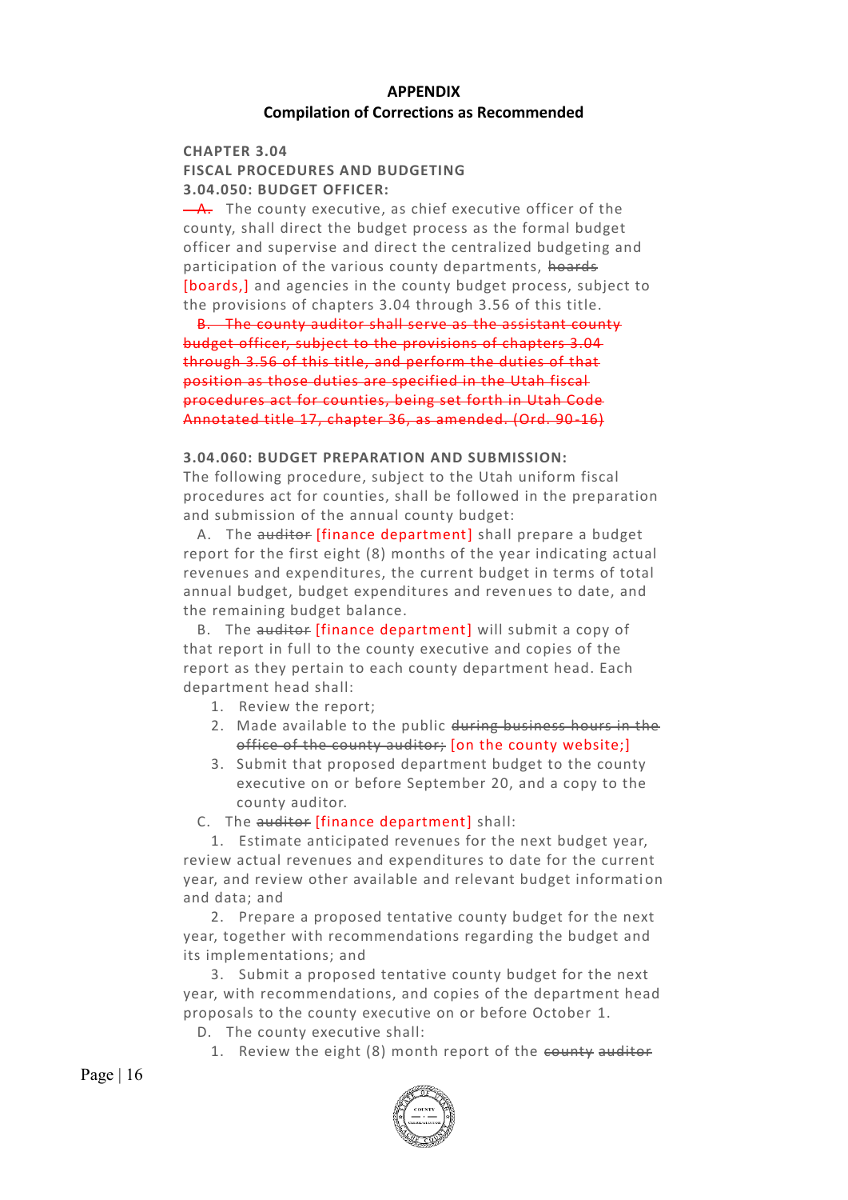## APPENDIX

### Compilation of Corrections as Recommended

**CHAPTER 3.04**

**FISCAL PROCEDURES AND BUDGETING**

**3.04.050: BUDGET OFFICER:**

~~A.~~ The county executive, as chief executive officer of the county, shall direct the budget process as the formal budget officer and supervise and direct the centralized budgeting and participation of the various county departments, ~~boards~~ [boards,] and agencies in the county budget process, subject to the provisions of chapters 3.04 through 3.56 of this title.

~~B. The county auditor shall serve as the assistant county budget officer, subject to the provisions of chapters 3.04 through 3.56 of this title, and perform the duties of that position as those duties are specified in the Utah fiscal procedures act for counties, being set forth in Utah Code Annotated title 17, chapter 36, as amended. (Ord. 90-16)~~

**3.04.060: BUDGET PREPARATION AND SUBMISSION:**

The following procedure, subject to the Utah uniform fiscal procedures act for counties, shall be followed in the preparation and submission of the annual county budget:

A. The ~~auditor~~ [finance department] shall prepare a budget report for the first eight (8) months of the year indicating actual revenues and expenditures, the current budget in terms of total annual budget, budget expenditures and revenues to date, and the remaining budget balance.

B. The ~~auditor~~ [finance department] will submit a copy of that report in full to the county executive and copies of the report as they pertain to each county department head. Each department head shall:

1. Review the report;
2. Made available to the public ~~during business hours in the office of the county auditor;~~ [on the county website;]
3. Submit that proposed department budget to the county executive on or before September 20, and a copy to the county auditor.

C. The ~~auditor~~ [finance department] shall:

1. Estimate anticipated revenues for the next budget year, review actual revenues and expenditures to date for the current year, and review other available and relevant budget information and data; and

2. Prepare a proposed tentative county budget for the next year, together with recommendations regarding the budget and its implementations; and

3. Submit a proposed tentative county budget for the next year, with recommendations, and copies of the department head proposals to the county executive on or before October 1.

D. The county executive shall:

1. Review the eight (8) month report of the ~~county auditor~~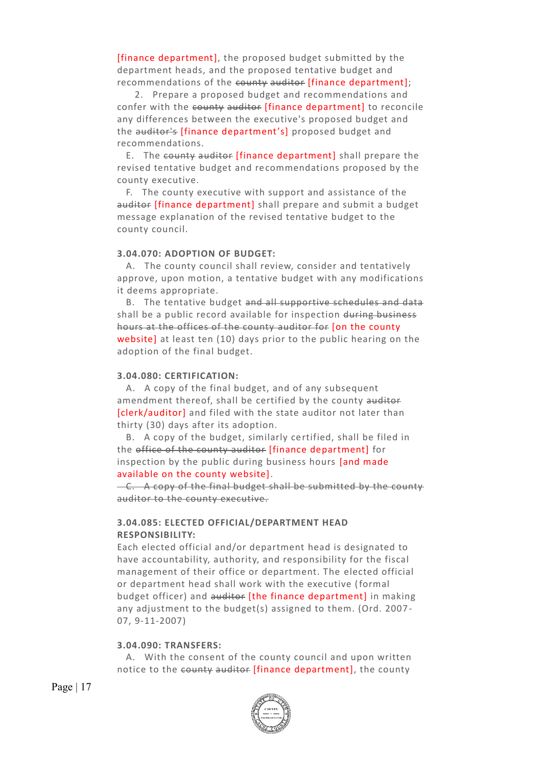[finance department], the proposed budget submitted by the department heads, and the proposed tentative budget and recommendations of the ~~county auditor~~ [finance department];

2. Prepare a proposed budget and recommendations and confer with the ~~county auditor~~ [finance department] to reconcile any differences between the executive's proposed budget and the ~~auditor's~~ [finance department's] proposed budget and recommendations.

E. The ~~county auditor~~ [finance department] shall prepare the revised tentative budget and recommendations proposed by the county executive.

F. The county executive with support and assistance of the ~~auditor~~ [finance department] shall prepare and submit a budget message explanation of the revised tentative budget to the county council.

**3.04.070: ADOPTION OF BUDGET:**

A. The county council shall review, consider and tentatively approve, upon motion, a tentative budget with any modifications it deems appropriate.

B. The tentative budget ~~and all supportive schedules and data~~ shall be a public record available for inspection ~~during business hours at the offices of the county auditor for~~ [on the county website] at least ten (10) days prior to the public hearing on the adoption of the final budget.

**3.04.080: CERTIFICATION:**

A. A copy of the final budget, and of any subsequent amendment thereof, shall be certified by the county ~~auditor~~ [clerk/auditor] and filed with the state auditor not later than thirty (30) days after its adoption.

B. A copy of the budget, similarly certified, shall be filed in the ~~office of the county auditor~~ [finance department] for inspection by the public during business hours [and made available on the county website].

~~C. A copy of the final budget shall be submitted by the county auditor to the county executive.~~

**3.04.085: ELECTED OFFICIAL/DEPARTMENT HEAD RESPONSIBILITY:**

Each elected official and/or department head is designated to have accountability, authority, and responsibility for the fiscal management of their office or department. The elected official or department head shall work with the executive (formal budget officer) and ~~auditor~~ [the finance department] in making any adjustment to the budget(s) assigned to them. (Ord. 2007-07, 9-11-2007)

**3.04.090: TRANSFERS:**

A. With the consent of the county council and upon written notice to the ~~county auditor~~ [finance department], the county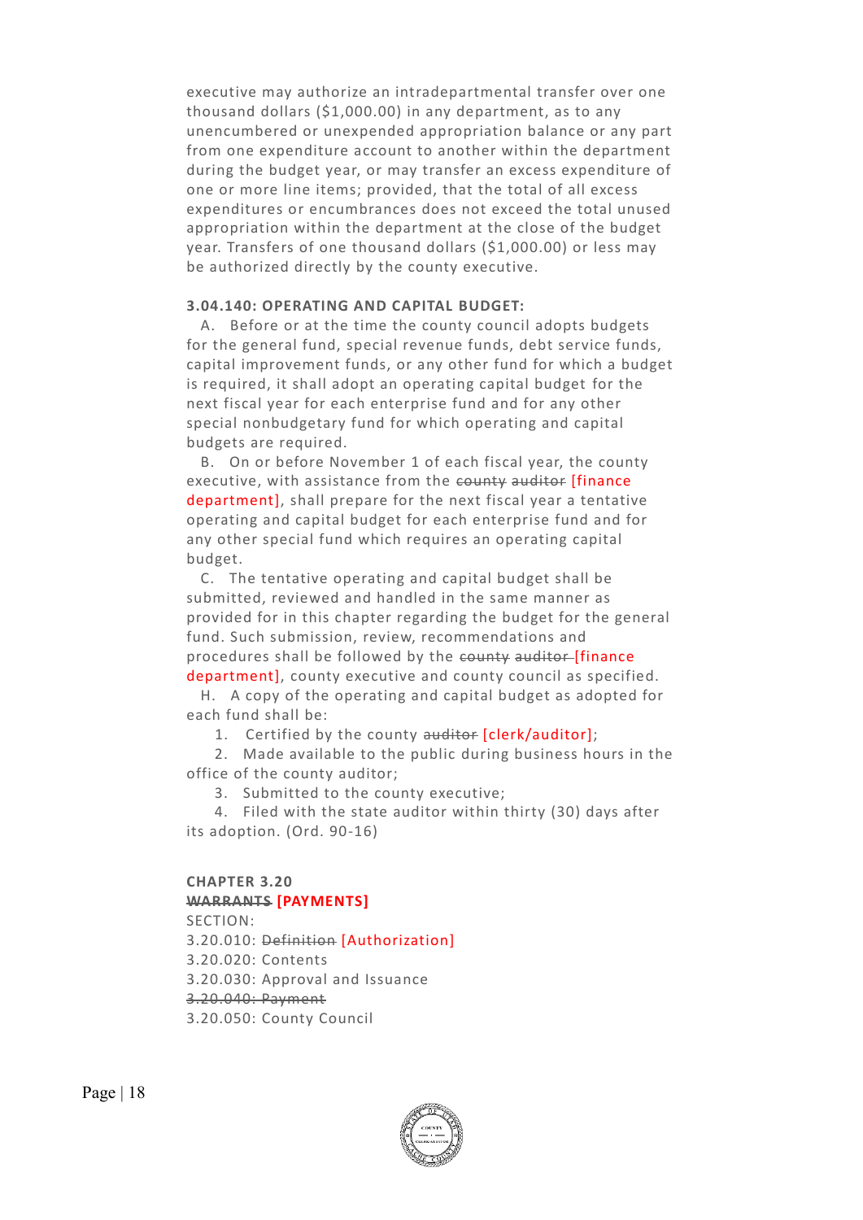executive may authorize an intradepartmental transfer over one thousand dollars ($1,000.00) in any department, as to any unencumbered or unexpended appropriation balance or any part from one expenditure account to another within the department during the budget year, or may transfer an excess expenditure of one or more line items; provided, that the total of all excess expenditures or encumbrances does not exceed the total unused appropriation within the department at the close of the budget year. Transfers of one thousand dollars ($1,000.00) or less may be authorized directly by the county executive.

**3.04.140: OPERATING AND CAPITAL BUDGET:**

A. Before or at the time the county council adopts budgets for the general fund, special revenue funds, debt service funds, capital improvement funds, or any other fund for which a budget is required, it shall adopt an operating capital budget for the next fiscal year for each enterprise fund and for any other special nonbudgetary fund for which operating and capital budgets are required.

B. On or before November 1 of each fiscal year, the county executive, with assistance from the ~~county auditor~~ [finance department], shall prepare for the next fiscal year a tentative operating and capital budget for each enterprise fund and for any other special fund which requires an operating capital budget.

C. The tentative operating and capital budget shall be submitted, reviewed and handled in the same manner as provided for in this chapter regarding the budget for the general fund. Such submission, review, recommendations and procedures shall be followed by the ~~county auditor~~ [finance department], county executive and county council as specified.

H. A copy of the operating and capital budget as adopted for each fund shall be:

1. Certified by the county ~~auditor~~ [clerk/auditor];
2. Made available to the public during business hours in the office of the county auditor;
3. Submitted to the county executive;
4. Filed with the state auditor within thirty (30) days after its adoption. (Ord. 90-16)

**CHAPTER 3.20**

**~~WARRANTS~~ [PAYMENTS]**

SECTION:

3.20.010: ~~Definition~~ [Authorization]
3.20.020: Contents
3.20.030: Approval and Issuance
~~3.20.040: Payment~~
3.20.050: County Council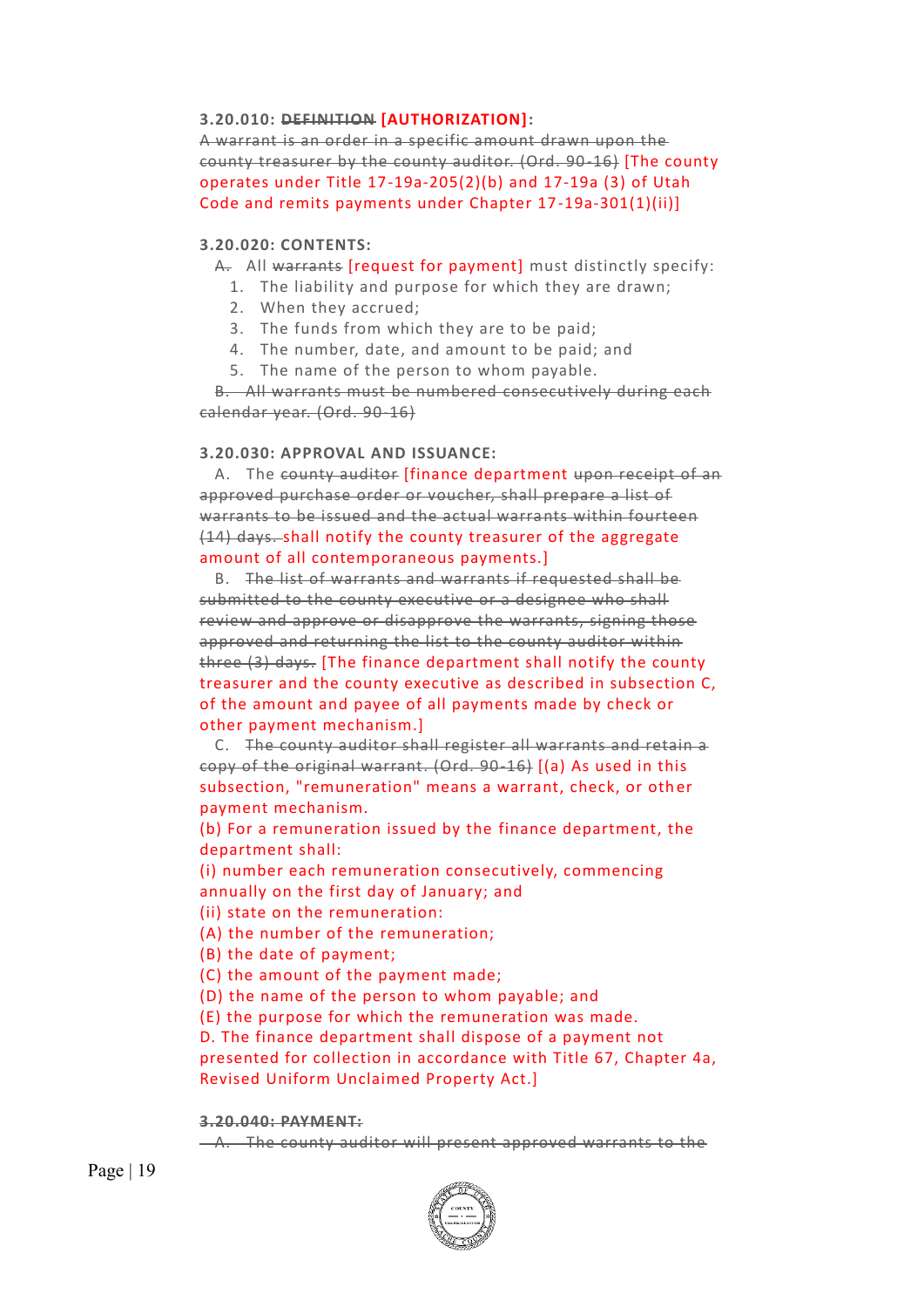**3.20.010: ~~DEFINITION~~ [AUTHORIZATION]:**

~~A warrant is an order in a specific amount drawn upon the county treasurer by the county auditor. (Ord. 90-16)~~ [The county operates under Title 17-19a-205(2)(b) and 17-19a (3) of Utah Code and remits payments under Chapter 17-19a-301(1)(ii)]

**3.20.020: CONTENTS:**

~~A.~~ All ~~warrants~~ [request for payment] must distinctly specify:

1. The liability and purpose for which they are drawn;
2. When they accrued;
3. The funds from which they are to be paid;
4. The number, date, and amount to be paid; and
5. The name of the person to whom payable.

~~B. All warrants must be numbered consecutively during each calendar year. (Ord. 90-16)~~

**3.20.030: APPROVAL AND ISSUANCE:**

A. The ~~county auditor~~ [finance department ~~upon receipt of an approved purchase order or voucher, shall prepare a list of warrants to be issued and the actual warrants within fourteen (14) days.~~ shall notify the county treasurer of the aggregate amount of all contemporaneous payments.]

B. ~~The list of warrants and warrants if requested shall be submitted to the county executive or a designee who shall review and approve or disapprove the warrants, signing those approved and returning the list to the county auditor within three (3) days.~~ [The finance department shall notify the county treasurer and the county executive as described in subsection C, of the amount and payee of all payments made by check or other payment mechanism.]

C. ~~The county auditor shall register all warrants and retain a copy of the original warrant. (Ord. 90-16)~~ [(a) As used in this subsection, "remuneration" means a warrant, check, or other payment mechanism.

(b) For a remuneration issued by the finance department, the department shall:

(i) number each remuneration consecutively, commencing annually on the first day of January; and

(ii) state on the remuneration:

(A) the number of the remuneration;

(B) the date of payment;

(C) the amount of the payment made;

(D) the name of the person to whom payable; and

(E) the purpose for which the remuneration was made.

D. The finance department shall dispose of a payment not presented for collection in accordance with Title 67, Chapter 4a, Revised Uniform Unclaimed Property Act.]

~~**3.20.040: PAYMENT:**~~

~~A. The county auditor will present approved warrants to the~~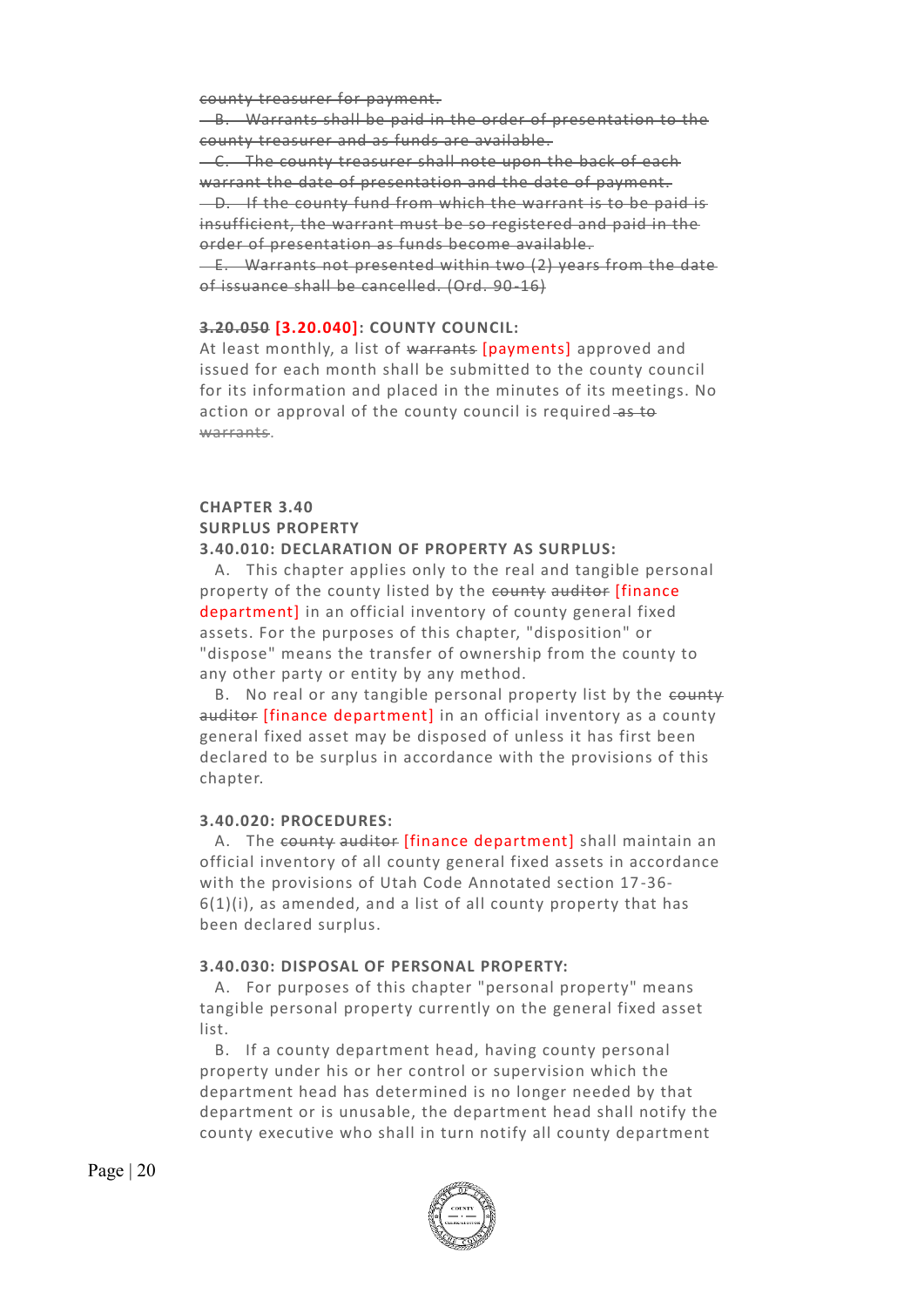~~county treasurer for payment.~~

~~B. Warrants shall be paid in the order of presentation to the county treasurer and as funds are available.~~

~~C. The county treasurer shall note upon the back of each warrant the date of presentation and the date of payment.~~

~~D. If the county fund from which the warrant is to be paid is insufficient, the warrant must be so registered and paid in the order of presentation as funds become available.~~

~~E. Warrants not presented within two (2) years from the date of issuance shall be cancelled. (Ord. 90-16)~~

**~~3.20.050~~ [3.20.040]: COUNTY COUNCIL:**

At least monthly, a list of ~~warrants~~ [payments] approved and issued for each month shall be submitted to the county council for its information and placed in the minutes of its meetings. No action or approval of the county council is required ~~as to warrants~~.

## CHAPTER 3.40
## SURPLUS PROPERTY

**3.40.010: DECLARATION OF PROPERTY AS SURPLUS:**

A. This chapter applies only to the real and tangible personal property of the county listed by the ~~county auditor~~ [finance department] in an official inventory of county general fixed assets. For the purposes of this chapter, "disposition" or "dispose" means the transfer of ownership from the county to any other party or entity by any method.

B. No real or any tangible personal property list by the ~~county auditor~~ [finance department] in an official inventory as a county general fixed asset may be disposed of unless it has first been declared to be surplus in accordance with the provisions of this chapter.

**3.40.020: PROCEDURES:**

A. The ~~county auditor~~ [finance department] shall maintain an official inventory of all county general fixed assets in accordance with the provisions of Utah Code Annotated section 17-36-6(1)(i), as amended, and a list of all county property that has been declared surplus.

**3.40.030: DISPOSAL OF PERSONAL PROPERTY:**

A. For purposes of this chapter "personal property" means tangible personal property currently on the general fixed asset list.

B. If a county department head, having county personal property under his or her control or supervision which the department head has determined is no longer needed by that department or is unusable, the department head shall notify the county executive who shall in turn notify all county department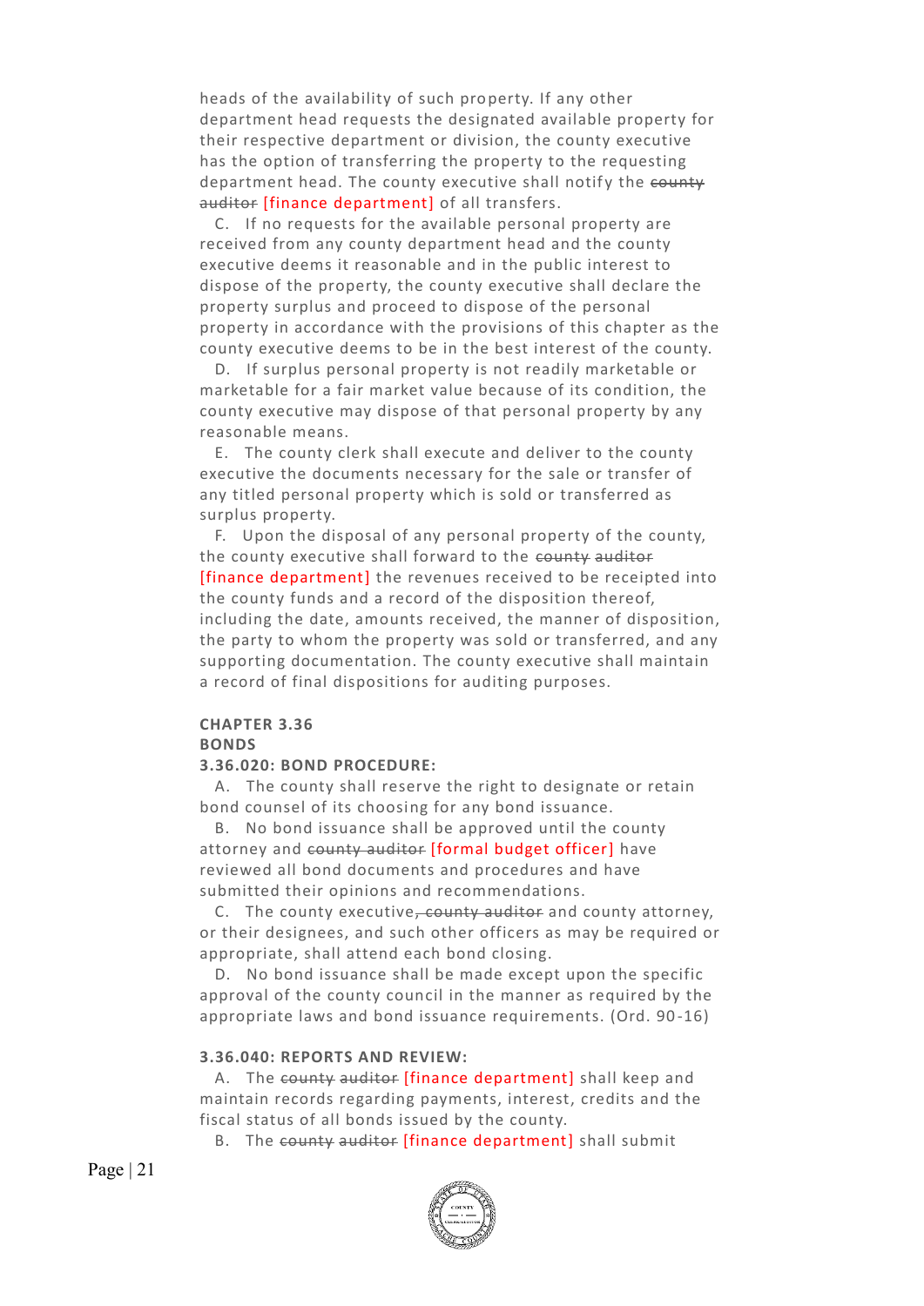heads of the availability of such property. If any other department head requests the designated available property for their respective department or division, the county executive has the option of transferring the property to the requesting department head. The county executive shall notify the ~~county auditor~~ [finance department] of all transfers.

C. If no requests for the available personal property are received from any county department head and the county executive deems it reasonable and in the public interest to dispose of the property, the county executive shall declare the property surplus and proceed to dispose of the personal property in accordance with the provisions of this chapter as the county executive deems to be in the best interest of the county.

D. If surplus personal property is not readily marketable or marketable for a fair market value because of its condition, the county executive may dispose of that personal property by any reasonable means.

E. The county clerk shall execute and deliver to the county executive the documents necessary for the sale or transfer of any titled personal property which is sold or transferred as surplus property.

F. Upon the disposal of any personal property of the county, the county executive shall forward to the ~~county auditor~~ [finance department] the revenues received to be receipted into the county funds and a record of the disposition thereof, including the date, amounts received, the manner of disposition, the party to whom the property was sold or transferred, and any supporting documentation. The county executive shall maintain a record of final dispositions for auditing purposes.

**CHAPTER 3.36**
**BONDS**

**3.36.020: BOND PROCEDURE:**

A. The county shall reserve the right to designate or retain bond counsel of its choosing for any bond issuance.

B. No bond issuance shall be approved until the county attorney and ~~county auditor~~ [formal budget officer] have reviewed all bond documents and procedures and have submitted their opinions and recommendations.

C. The county executive~~, county auditor~~ and county attorney, or their designees, and such other officers as may be required or appropriate, shall attend each bond closing.

D. No bond issuance shall be made except upon the specific approval of the county council in the manner as required by the appropriate laws and bond issuance requirements. (Ord. 90-16)

**3.36.040: REPORTS AND REVIEW:**

A. The ~~county auditor~~ [finance department] shall keep and maintain records regarding payments, interest, credits and the fiscal status of all bonds issued by the county.

B. The ~~county auditor~~ [finance department] shall submit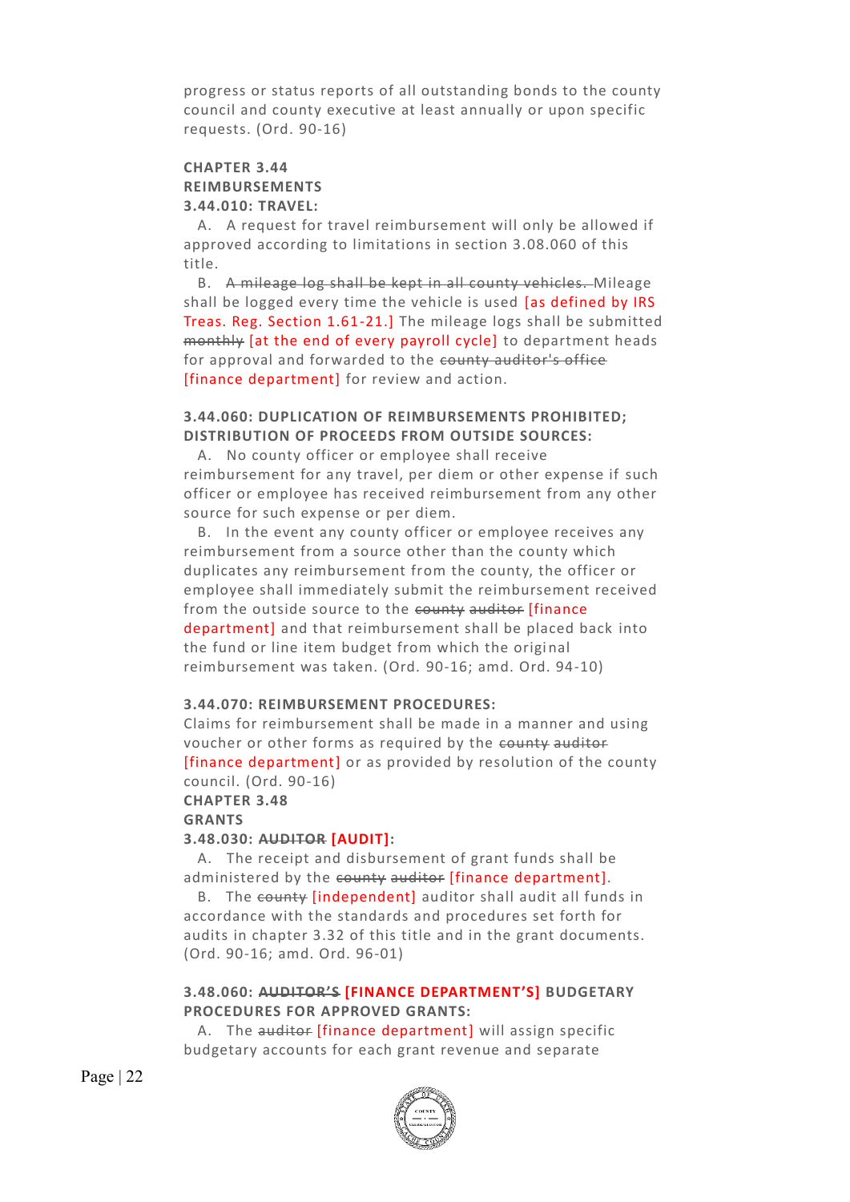progress or status reports of all outstanding bonds to the county council and county executive at least annually or upon specific requests. (Ord. 90-16)

**CHAPTER 3.44**
**REIMBURSEMENTS**
**3.44.010: TRAVEL:**

A. A request for travel reimbursement will only be allowed if approved according to limitations in section 3.08.060 of this title.

B. ~~A mileage log shall be kept in all county vehicles.~~ Mileage shall be logged every time the vehicle is used [as defined by IRS Treas. Reg. Section 1.61-21.] The mileage logs shall be submitted ~~monthly~~ [at the end of every payroll cycle] to department heads for approval and forwarded to the ~~county auditor's office~~ [finance department] for review and action.

**3.44.060: DUPLICATION OF REIMBURSEMENTS PROHIBITED; DISTRIBUTION OF PROCEEDS FROM OUTSIDE SOURCES:**

A. No county officer or employee shall receive reimbursement for any travel, per diem or other expense if such officer or employee has received reimbursement from any other source for such expense or per diem.

B. In the event any county officer or employee receives any reimbursement from a source other than the county which duplicates any reimbursement from the county, the officer or employee shall immediately submit the reimbursement received from the outside source to the ~~county auditor~~ [finance department] and that reimbursement shall be placed back into the fund or line item budget from which the original reimbursement was taken. (Ord. 90-16; amd. Ord. 94-10)

**3.44.070: REIMBURSEMENT PROCEDURES:**

Claims for reimbursement shall be made in a manner and using voucher or other forms as required by the ~~county auditor~~ [finance department] or as provided by resolution of the county council. (Ord. 90-16)

**CHAPTER 3.48**
**GRANTS**
**3.48.030: ~~AUDITOR~~ [AUDIT]:**

A. The receipt and disbursement of grant funds shall be administered by the ~~county auditor~~ [finance department].

B. The ~~county~~ [independent] auditor shall audit all funds in accordance with the standards and procedures set forth for audits in chapter 3.32 of this title and in the grant documents. (Ord. 90-16; amd. Ord. 96-01)

**3.48.060: ~~AUDITOR'S~~ [FINANCE DEPARTMENT'S] BUDGETARY PROCEDURES FOR APPROVED GRANTS:**

A. The ~~auditor~~ [finance department] will assign specific budgetary accounts for each grant revenue and separate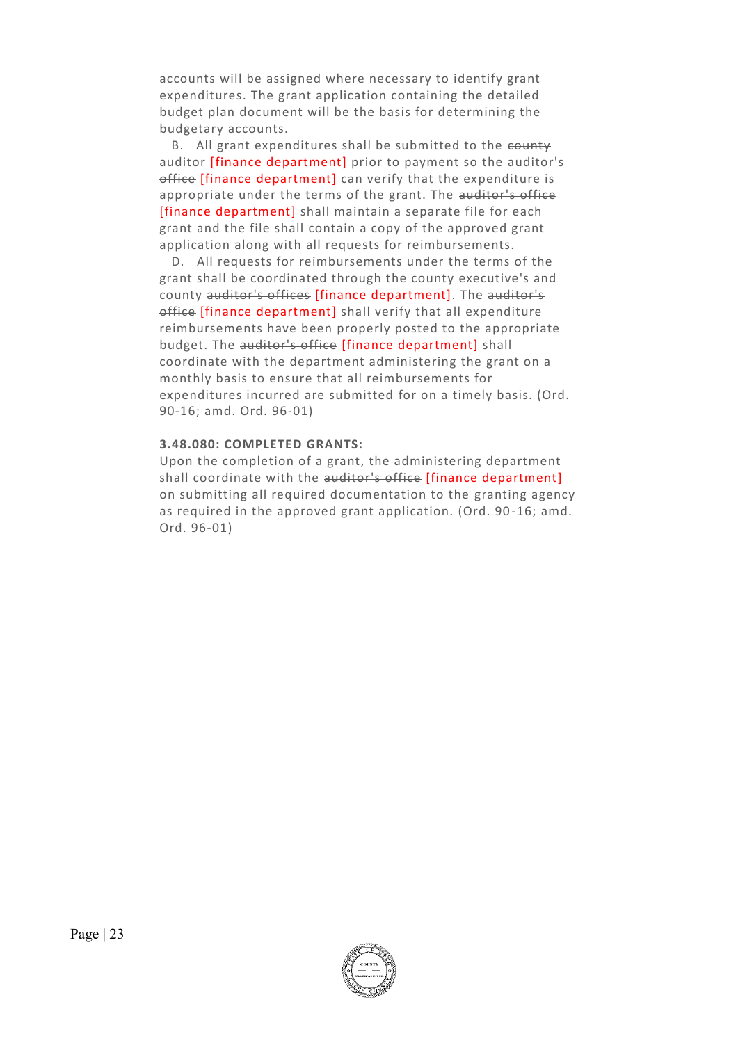accounts will be assigned where necessary to identify grant expenditures. The grant application containing the detailed budget plan document will be the basis for determining the budgetary accounts.

B. All grant expenditures shall be submitted to the ~~county auditor~~ [finance department] prior to payment so the ~~auditor's office~~ [finance department] can verify that the expenditure is appropriate under the terms of the grant. The ~~auditor's office~~ [finance department] shall maintain a separate file for each grant and the file shall contain a copy of the approved grant application along with all requests for reimbursements.

D. All requests for reimbursements under the terms of the grant shall be coordinated through the county executive's and county ~~auditor's offices~~ [finance department]. The ~~auditor's office~~ [finance department] shall verify that all expenditure reimbursements have been properly posted to the appropriate budget. The ~~auditor's office~~ [finance department] shall coordinate with the department administering the grant on a monthly basis to ensure that all reimbursements for expenditures incurred are submitted for on a timely basis. (Ord. 90-16; amd. Ord. 96-01)

**3.48.080: COMPLETED GRANTS:**

Upon the completion of a grant, the administering department shall coordinate with the ~~auditor's office~~ [finance department] on submitting all required documentation to the granting agency as required in the approved grant application. (Ord. 90-16; amd. Ord. 96-01)